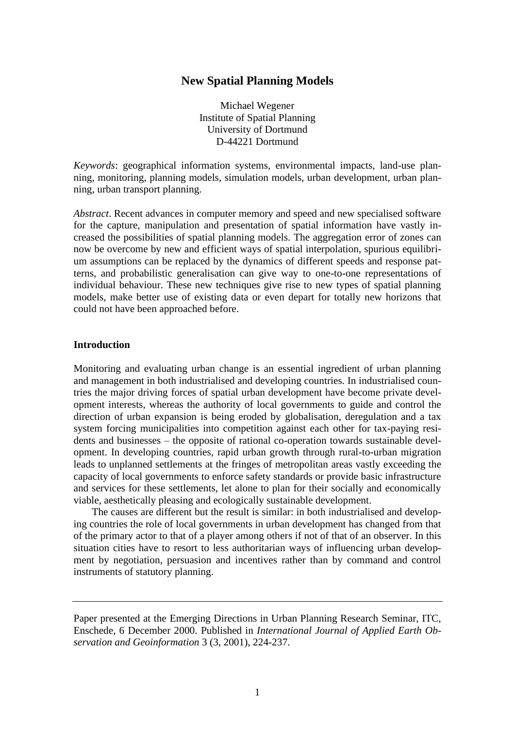# New Spatial Planning Models

Michael Wegener
Institute of Spatial Planning
University of Dortmund
D-44221 Dortmund

*Keywords*: geographical information systems, environmental impacts, land-use planning, monitoring, planning models, simulation models, urban development, urban planning, urban transport planning.

*Abstract*. Recent advances in computer memory and speed and new specialised software for the capture, manipulation and presentation of spatial information have vastly increased the possibilities of spatial planning models. The aggregation error of zones can now be overcome by new and efficient ways of spatial interpolation, spurious equilibrium assumptions can be replaced by the dynamics of different speeds and response patterns, and probabilistic generalisation can give way to one-to-one representations of individual behaviour. These new techniques give rise to new types of spatial planning models, make better use of existing data or even depart for totally new horizons that could not have been approached before.

## Introduction

Monitoring and evaluating urban change is an essential ingredient of urban planning and management in both industrialised and developing countries. In industrialised countries the major driving forces of spatial urban development have become private development interests, whereas the authority of local governments to guide and control the direction of urban expansion is being eroded by globalisation, deregulation and a tax system forcing municipalities into competition against each other for tax-paying residents and businesses – the opposite of rational co-operation towards sustainable development. In developing countries, rapid urban growth through rural-to-urban migration leads to unplanned settlements at the fringes of metropolitan areas vastly exceeding the capacity of local governments to enforce safety standards or provide basic infrastructure and services for these settlements, let alone to plan for their socially and economically viable, aesthetically pleasing and ecologically sustainable development.

The causes are different but the result is similar: in both industrialised and developing countries the role of local governments in urban development has changed from that of the primary actor to that of a player among others if not of that of an observer. In this situation cities have to resort to less authoritarian ways of influencing urban development by negotiation, persuasion and incentives rather than by command and control instruments of statutory planning.

---

Paper presented at the Emerging Directions in Urban Planning Research Seminar, ITC, Enschede, 6 December 2000. Published in *International Journal of Applied Earth Observation and Geoinformation* 3 (3, 2001), 224-237.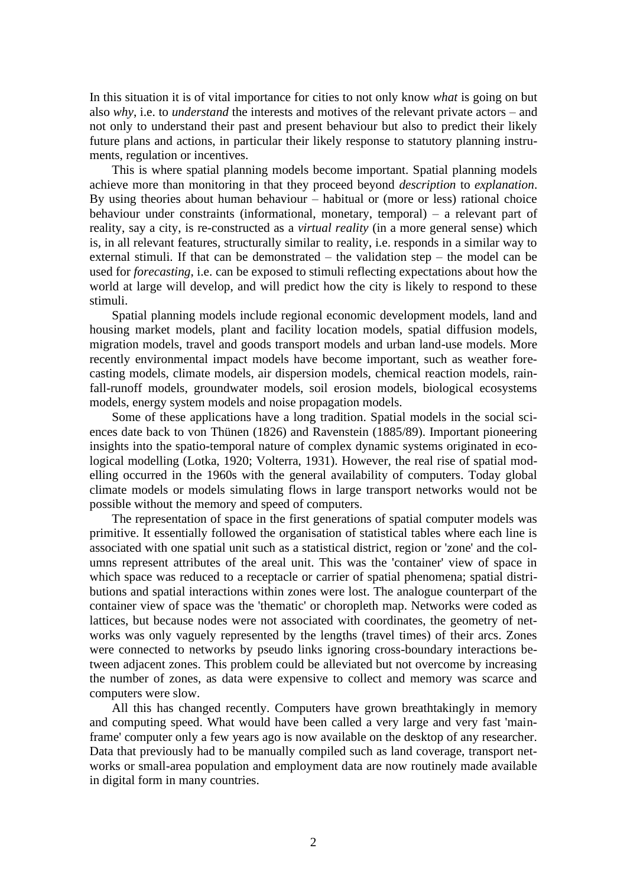In this situation it is of vital importance for cities to not only know *what* is going on but also *why*, i.e. to *understand* the interests and motives of the relevant private actors – and not only to understand their past and present behaviour but also to predict their likely future plans and actions, in particular their likely response to statutory planning instruments, regulation or incentives.

This is where spatial planning models become important. Spatial planning models achieve more than monitoring in that they proceed beyond *description* to *explanation*. By using theories about human behaviour – habitual or (more or less) rational choice behaviour under constraints (informational, monetary, temporal) – a relevant part of reality, say a city, is re-constructed as a *virtual reality* (in a more general sense) which is, in all relevant features, structurally similar to reality, i.e. responds in a similar way to external stimuli. If that can be demonstrated – the validation step – the model can be used for *forecasting*, i.e. can be exposed to stimuli reflecting expectations about how the world at large will develop, and will predict how the city is likely to respond to these stimuli.

Spatial planning models include regional economic development models, land and housing market models, plant and facility location models, spatial diffusion models, migration models, travel and goods transport models and urban land-use models. More recently environmental impact models have become important, such as weather forecasting models, climate models, air dispersion models, chemical reaction models, rainfall-runoff models, groundwater models, soil erosion models, biological ecosystems models, energy system models and noise propagation models.

Some of these applications have a long tradition. Spatial models in the social sciences date back to von Thünen (1826) and Ravenstein (1885/89). Important pioneering insights into the spatio-temporal nature of complex dynamic systems originated in ecological modelling (Lotka, 1920; Volterra, 1931). However, the real rise of spatial modelling occurred in the 1960s with the general availability of computers. Today global climate models or models simulating flows in large transport networks would not be possible without the memory and speed of computers.

The representation of space in the first generations of spatial computer models was primitive. It essentially followed the organisation of statistical tables where each line is associated with one spatial unit such as a statistical district, region or 'zone' and the columns represent attributes of the areal unit. This was the 'container' view of space in which space was reduced to a receptacle or carrier of spatial phenomena; spatial distributions and spatial interactions within zones were lost. The analogue counterpart of the container view of space was the 'thematic' or choropleth map. Networks were coded as lattices, but because nodes were not associated with coordinates, the geometry of networks was only vaguely represented by the lengths (travel times) of their arcs. Zones were connected to networks by pseudo links ignoring cross-boundary interactions between adjacent zones. This problem could be alleviated but not overcome by increasing the number of zones, as data were expensive to collect and memory was scarce and computers were slow.

All this has changed recently. Computers have grown breathtakingly in memory and computing speed. What would have been called a very large and very fast 'mainframe' computer only a few years ago is now available on the desktop of any researcher. Data that previously had to be manually compiled such as land coverage, transport networks or small-area population and employment data are now routinely made available in digital form in many countries.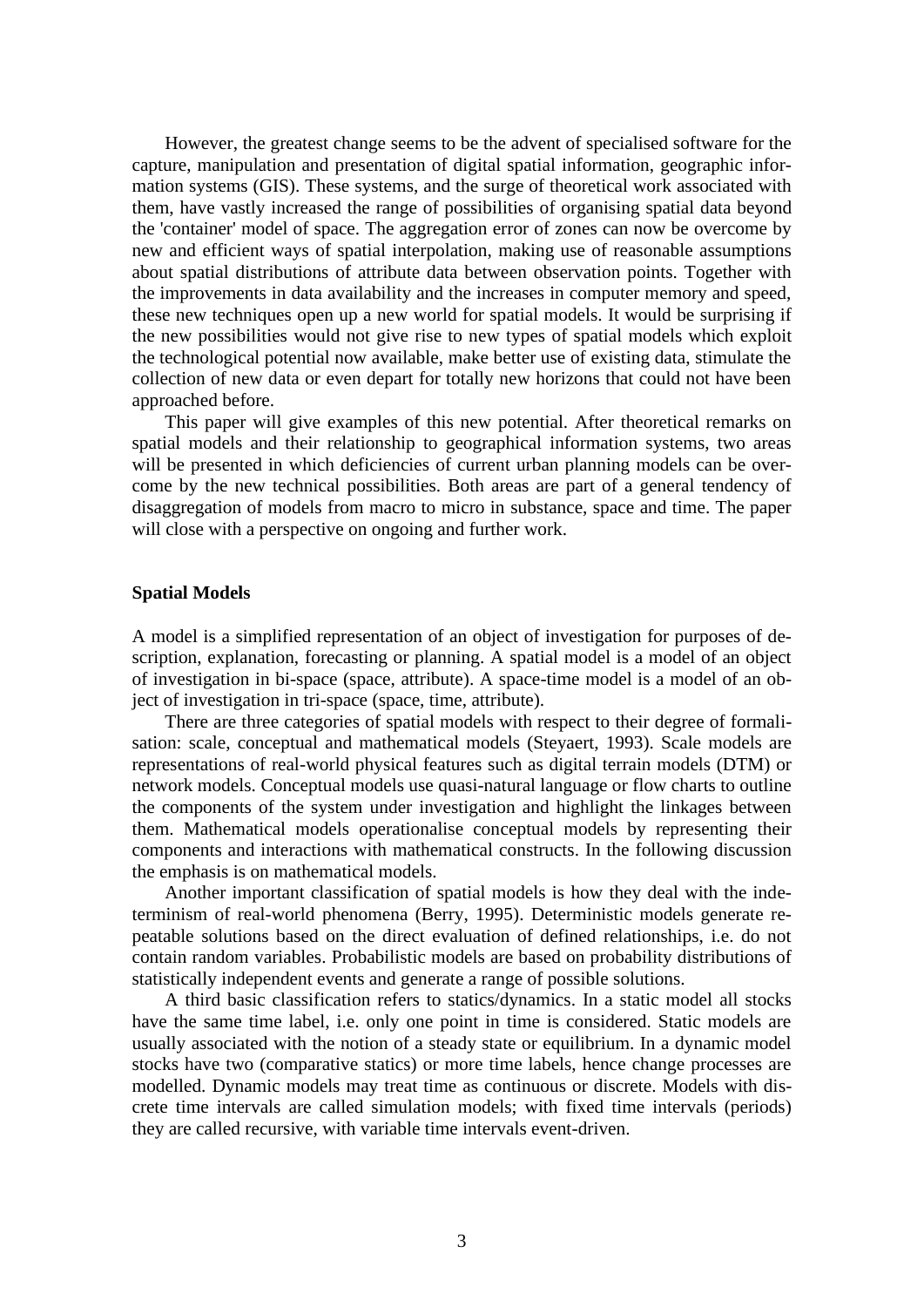However, the greatest change seems to be the advent of specialised software for the capture, manipulation and presentation of digital spatial information, geographic information systems (GIS). These systems, and the surge of theoretical work associated with them, have vastly increased the range of possibilities of organising spatial data beyond the 'container' model of space. The aggregation error of zones can now be overcome by new and efficient ways of spatial interpolation, making use of reasonable assumptions about spatial distributions of attribute data between observation points. Together with the improvements in data availability and the increases in computer memory and speed, these new techniques open up a new world for spatial models. It would be surprising if the new possibilities would not give rise to new types of spatial models which exploit the technological potential now available, make better use of existing data, stimulate the collection of new data or even depart for totally new horizons that could not have been approached before.

This paper will give examples of this new potential. After theoretical remarks on spatial models and their relationship to geographical information systems, two areas will be presented in which deficiencies of current urban planning models can be overcome by the new technical possibilities. Both areas are part of a general tendency of disaggregation of models from macro to micro in substance, space and time. The paper will close with a perspective on ongoing and further work.

## Spatial Models

A model is a simplified representation of an object of investigation for purposes of description, explanation, forecasting or planning. A spatial model is a model of an object of investigation in bi-space (space, attribute). A space-time model is a model of an object of investigation in tri-space (space, time, attribute).

There are three categories of spatial models with respect to their degree of formalisation: scale, conceptual and mathematical models (Steyaert, 1993). Scale models are representations of real-world physical features such as digital terrain models (DTM) or network models. Conceptual models use quasi-natural language or flow charts to outline the components of the system under investigation and highlight the linkages between them. Mathematical models operationalise conceptual models by representing their components and interactions with mathematical constructs. In the following discussion the emphasis is on mathematical models.

Another important classification of spatial models is how they deal with the indeterminism of real-world phenomena (Berry, 1995). Deterministic models generate repeatable solutions based on the direct evaluation of defined relationships, i.e. do not contain random variables. Probabilistic models are based on probability distributions of statistically independent events and generate a range of possible solutions.

A third basic classification refers to statics/dynamics. In a static model all stocks have the same time label, i.e. only one point in time is considered. Static models are usually associated with the notion of a steady state or equilibrium. In a dynamic model stocks have two (comparative statics) or more time labels, hence change processes are modelled. Dynamic models may treat time as continuous or discrete. Models with discrete time intervals are called simulation models; with fixed time intervals (periods) they are called recursive, with variable time intervals event-driven.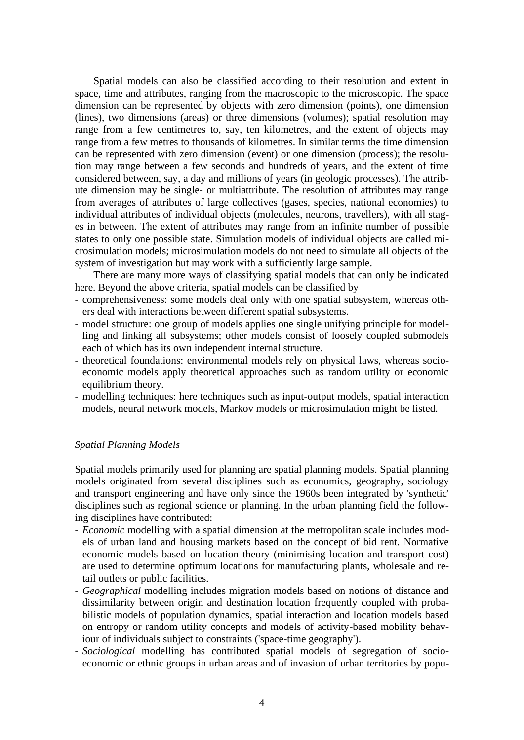Spatial models can also be classified according to their resolution and extent in space, time and attributes, ranging from the macroscopic to the microscopic. The space dimension can be represented by objects with zero dimension (points), one dimension (lines), two dimensions (areas) or three dimensions (volumes); spatial resolution may range from a few centimetres to, say, ten kilometres, and the extent of objects may range from a few metres to thousands of kilometres. In similar terms the time dimension can be represented with zero dimension (event) or one dimension (process); the resolution may range between a few seconds and hundreds of years, and the extent of time considered between, say, a day and millions of years (in geologic processes). The attribute dimension may be single- or multiattribute. The resolution of attributes may range from averages of attributes of large collectives (gases, species, national economies) to individual attributes of individual objects (molecules, neurons, travellers), with all stages in between. The extent of attributes may range from an infinite number of possible states to only one possible state. Simulation models of individual objects are called microsimulation models; microsimulation models do not need to simulate all objects of the system of investigation but may work with a sufficiently large sample.

There are many more ways of classifying spatial models that can only be indicated here. Beyond the above criteria, spatial models can be classified by

- comprehensiveness: some models deal only with one spatial subsystem, whereas others deal with interactions between different spatial subsystems.
- model structure: one group of models applies one single unifying principle for modelling and linking all subsystems; other models consist of loosely coupled submodels each of which has its own independent internal structure.
- theoretical foundations: environmental models rely on physical laws, whereas socio-economic models apply theoretical approaches such as random utility or economic equilibrium theory.
- modelling techniques: here techniques such as input-output models, spatial interaction models, neural network models, Markov models or microsimulation might be listed.

*Spatial Planning Models*

Spatial models primarily used for planning are spatial planning models. Spatial planning models originated from several disciplines such as economics, geography, sociology and transport engineering and have only since the 1960s been integrated by 'synthetic' disciplines such as regional science or planning. In the urban planning field the following disciplines have contributed:

- *Economic* modelling with a spatial dimension at the metropolitan scale includes models of urban land and housing markets based on the concept of bid rent. Normative economic models based on location theory (minimising location and transport cost) are used to determine optimum locations for manufacturing plants, wholesale and retail outlets or public facilities.
- *Geographical* modelling includes migration models based on notions of distance and dissimilarity between origin and destination location frequently coupled with probabilistic models of population dynamics, spatial interaction and location models based on entropy or random utility concepts and models of activity-based mobility behaviour of individuals subject to constraints ('space-time geography').
- *Sociological* modelling has contributed spatial models of segregation of socio-economic or ethnic groups in urban areas and of invasion of urban territories by popu-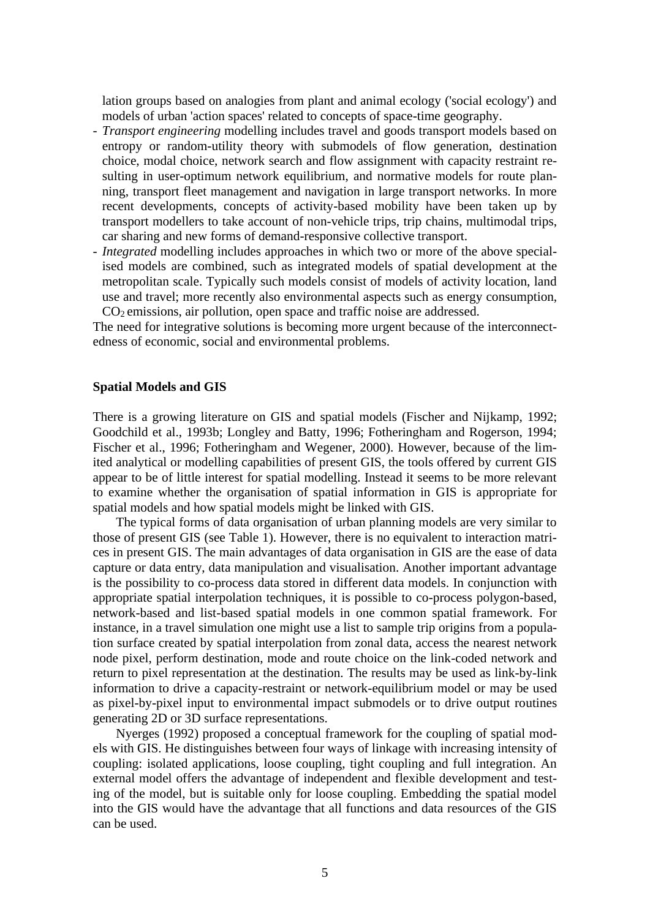lation groups based on analogies from plant and animal ecology ('social ecology') and models of urban 'action spaces' related to concepts of space-time geography.

- *Transport engineering* modelling includes travel and goods transport models based on entropy or random-utility theory with submodels of flow generation, destination choice, modal choice, network search and flow assignment with capacity restraint resulting in user-optimum network equilibrium, and normative models for route planning, transport fleet management and navigation in large transport networks. In more recent developments, concepts of activity-based mobility have been taken up by transport modellers to take account of non-vehicle trips, trip chains, multimodal trips, car sharing and new forms of demand-responsive collective transport.
- *Integrated* modelling includes approaches in which two or more of the above specialised models are combined, such as integrated models of spatial development at the metropolitan scale. Typically such models consist of models of activity location, land use and travel; more recently also environmental aspects such as energy consumption, $CO_2$ emissions, air pollution, open space and traffic noise are addressed.

The need for integrative solutions is becoming more urgent because of the interconnectedness of economic, social and environmental problems.

## Spatial Models and GIS

There is a growing literature on GIS and spatial models (Fischer and Nijkamp, 1992; Goodchild et al., 1993b; Longley and Batty, 1996; Fotheringham and Rogerson, 1994; Fischer et al., 1996; Fotheringham and Wegener, 2000). However, because of the limited analytical or modelling capabilities of present GIS, the tools offered by current GIS appear to be of little interest for spatial modelling. Instead it seems to be more relevant to examine whether the organisation of spatial information in GIS is appropriate for spatial models and how spatial models might be linked with GIS.

The typical forms of data organisation of urban planning models are very similar to those of present GIS (see Table 1). However, there is no equivalent to interaction matrices in present GIS. The main advantages of data organisation in GIS are the ease of data capture or data entry, data manipulation and visualisation. Another important advantage is the possibility to co-process data stored in different data models. In conjunction with appropriate spatial interpolation techniques, it is possible to co-process polygon-based, network-based and list-based spatial models in one common spatial framework. For instance, in a travel simulation one might use a list to sample trip origins from a population surface created by spatial interpolation from zonal data, access the nearest network node pixel, perform destination, mode and route choice on the link-coded network and return to pixel representation at the destination. The results may be used as link-by-link information to drive a capacity-restraint or network-equilibrium model or may be used as pixel-by-pixel input to environmental impact submodels or to drive output routines generating 2D or 3D surface representations.

Nyerges (1992) proposed a conceptual framework for the coupling of spatial models with GIS. He distinguishes between four ways of linkage with increasing intensity of coupling: isolated applications, loose coupling, tight coupling and full integration. An external model offers the advantage of independent and flexible development and testing of the model, but is suitable only for loose coupling. Embedding the spatial model into the GIS would have the advantage that all functions and data resources of the GIS can be used.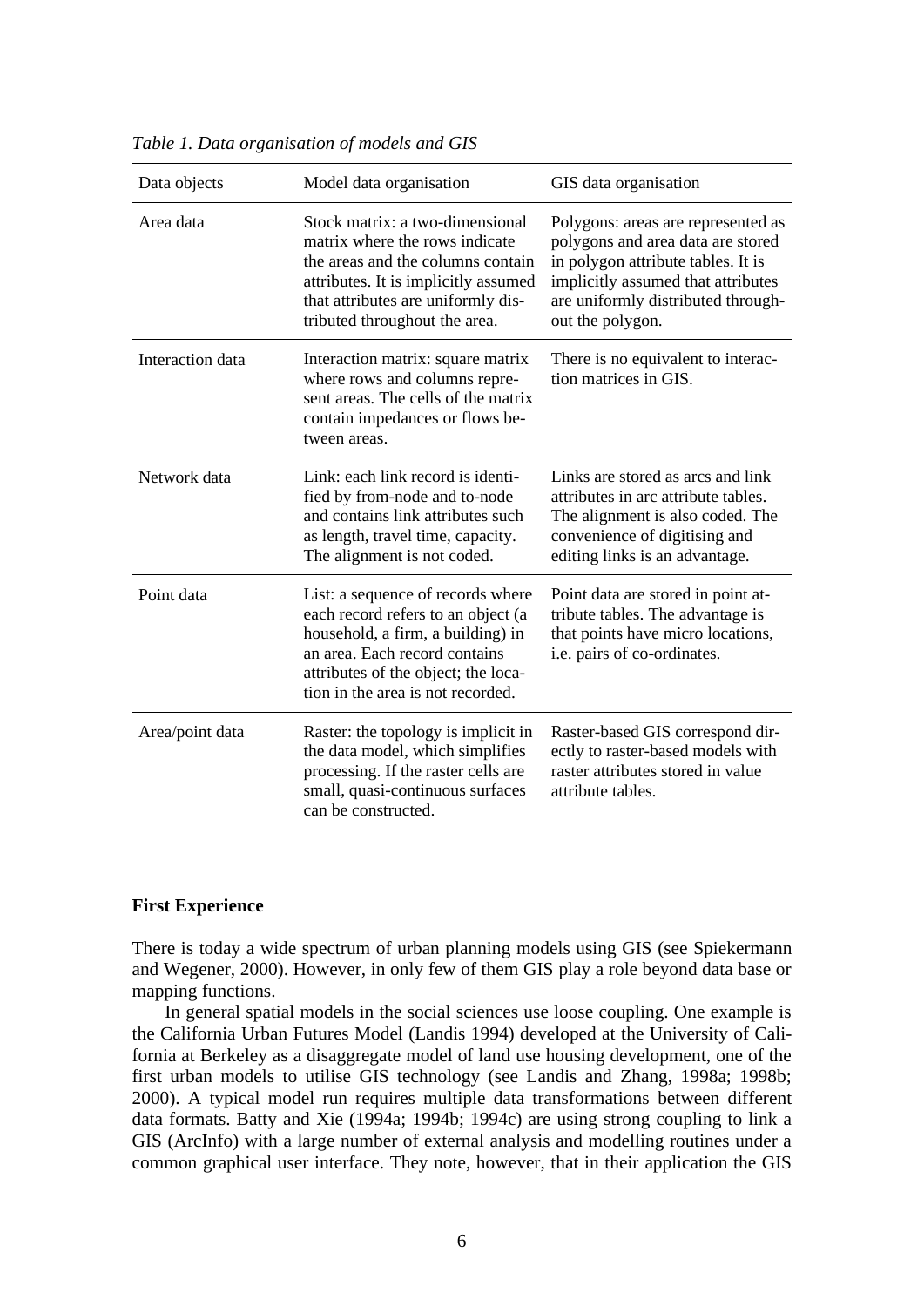*Table 1. Data organisation of models and GIS*

| Data objects | Model data organisation | GIS data organisation |
|---|---|---|
| Area data | Stock matrix: a two-dimensional matrix where the rows indicate the areas and the columns contain attributes. It is implicitly assumed that attributes are uniformly distributed throughout the area. | Polygons: areas are represented as polygons and area data are stored in polygon attribute tables. It is implicitly assumed that attributes are uniformly distributed throughout the polygon. |
| Interaction data | Interaction matrix: square matrix where rows and columns represent areas. The cells of the matrix contain impedances or flows between areas. | There is no equivalent to interaction matrices in GIS. |
| Network data | Link: each link record is identified by from-node and to-node and contains link attributes such as length, travel time, capacity. The alignment is not coded. | Links are stored as arcs and link attributes in arc attribute tables. The alignment is also coded. The convenience of digitising and editing links is an advantage. |
| Point data | List: a sequence of records where each record refers to an object (a household, a firm, a building) in an area. Each record contains attributes of the object; the location in the area is not recorded. | Point data are stored in point attribute tables. The advantage is that points have micro locations, i.e. pairs of co-ordinates. |
| Area/point data | Raster: the topology is implicit in the data model, which simplifies processing. If the raster cells are small, quasi-continuous surfaces can be constructed. | Raster-based GIS correspond directly to raster-based models with raster attributes stored in value attribute tables. |

## First Experience

There is today a wide spectrum of urban planning models using GIS (see Spiekermann and Wegener, 2000). However, in only few of them GIS play a role beyond data base or mapping functions.

In general spatial models in the social sciences use loose coupling. One example is the California Urban Futures Model (Landis 1994) developed at the University of California at Berkeley as a disaggregate model of land use housing development, one of the first urban models to utilise GIS technology (see Landis and Zhang, 1998a; 1998b; 2000). A typical model run requires multiple data transformations between different data formats. Batty and Xie (1994a; 1994b; 1994c) are using strong coupling to link a GIS (ArcInfo) with a large number of external analysis and modelling routines under a common graphical user interface. They note, however, that in their application the GIS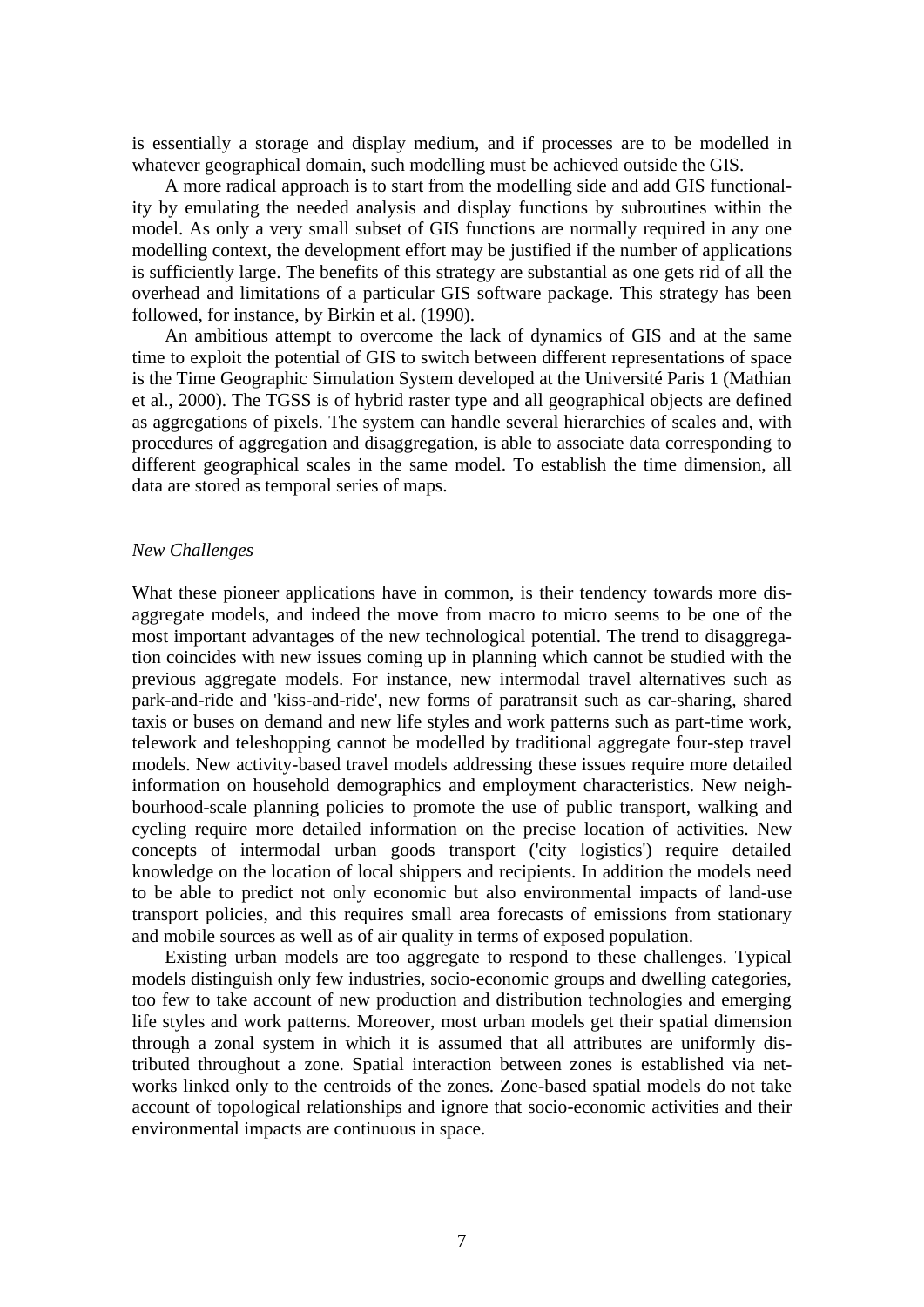is essentially a storage and display medium, and if processes are to be modelled in whatever geographical domain, such modelling must be achieved outside the GIS.

A more radical approach is to start from the modelling side and add GIS functionality by emulating the needed analysis and display functions by subroutines within the model. As only a very small subset of GIS functions are normally required in any one modelling context, the development effort may be justified if the number of applications is sufficiently large. The benefits of this strategy are substantial as one gets rid of all the overhead and limitations of a particular GIS software package. This strategy has been followed, for instance, by Birkin et al. (1990).

An ambitious attempt to overcome the lack of dynamics of GIS and at the same time to exploit the potential of GIS to switch between different representations of space is the Time Geographic Simulation System developed at the Université Paris 1 (Mathian et al., 2000). The TGSS is of hybrid raster type and all geographical objects are defined as aggregations of pixels. The system can handle several hierarchies of scales and, with procedures of aggregation and disaggregation, is able to associate data corresponding to different geographical scales in the same model. To establish the time dimension, all data are stored as temporal series of maps.

*New Challenges*

What these pioneer applications have in common, is their tendency towards more disaggregate models, and indeed the move from macro to micro seems to be one of the most important advantages of the new technological potential. The trend to disaggregation coincides with new issues coming up in planning which cannot be studied with the previous aggregate models. For instance, new intermodal travel alternatives such as park-and-ride and 'kiss-and-ride', new forms of paratransit such as car-sharing, shared taxis or buses on demand and new life styles and work patterns such as part-time work, telework and teleshopping cannot be modelled by traditional aggregate four-step travel models. New activity-based travel models addressing these issues require more detailed information on household demographics and employment characteristics. New neighbourhood-scale planning policies to promote the use of public transport, walking and cycling require more detailed information on the precise location of activities. New concepts of intermodal urban goods transport ('city logistics') require detailed knowledge on the location of local shippers and recipients. In addition the models need to be able to predict not only economic but also environmental impacts of land-use transport policies, and this requires small area forecasts of emissions from stationary and mobile sources as well as of air quality in terms of exposed population.

Existing urban models are too aggregate to respond to these challenges. Typical models distinguish only few industries, socio-economic groups and dwelling categories, too few to take account of new production and distribution technologies and emerging life styles and work patterns. Moreover, most urban models get their spatial dimension through a zonal system in which it is assumed that all attributes are uniformly distributed throughout a zone. Spatial interaction between zones is established via networks linked only to the centroids of the zones. Zone-based spatial models do not take account of topological relationships and ignore that socio-economic activities and their environmental impacts are continuous in space.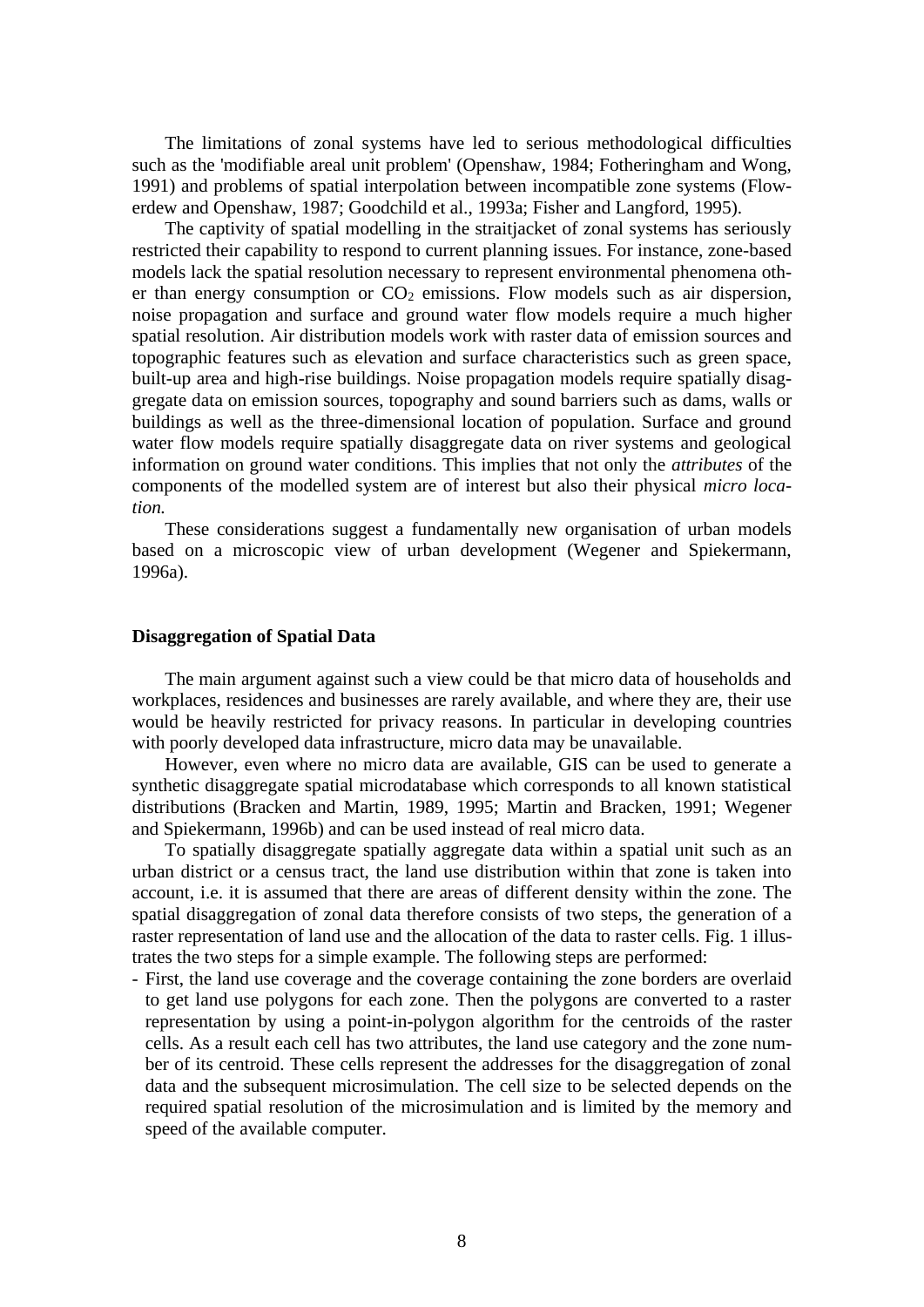The limitations of zonal systems have led to serious methodological difficulties such as the 'modifiable areal unit problem' (Openshaw, 1984; Fotheringham and Wong, 1991) and problems of spatial interpolation between incompatible zone systems (Flowerdew and Openshaw, 1987; Goodchild et al., 1993a; Fisher and Langford, 1995).

The captivity of spatial modelling in the straitjacket of zonal systems has seriously restricted their capability to respond to current planning issues. For instance, zone-based models lack the spatial resolution necessary to represent environmental phenomena other than energy consumption or $CO_2$ emissions. Flow models such as air dispersion, noise propagation and surface and ground water flow models require a much higher spatial resolution. Air distribution models work with raster data of emission sources and topographic features such as elevation and surface characteristics such as green space, built-up area and high-rise buildings. Noise propagation models require spatially disaggregate data on emission sources, topography and sound barriers such as dams, walls or buildings as well as the three-dimensional location of population. Surface and ground water flow models require spatially disaggregate data on river systems and geological information on ground water conditions. This implies that not only the *attributes* of the components of the modelled system are of interest but also their physical *micro location.*

These considerations suggest a fundamentally new organisation of urban models based on a microscopic view of urban development (Wegener and Spiekermann, 1996a).

## Disaggregation of Spatial Data

The main argument against such a view could be that micro data of households and workplaces, residences and businesses are rarely available, and where they are, their use would be heavily restricted for privacy reasons. In particular in developing countries with poorly developed data infrastructure, micro data may be unavailable.

However, even where no micro data are available, GIS can be used to generate a synthetic disaggregate spatial microdatabase which corresponds to all known statistical distributions (Bracken and Martin, 1989, 1995; Martin and Bracken, 1991; Wegener and Spiekermann, 1996b) and can be used instead of real micro data.

To spatially disaggregate spatially aggregate data within a spatial unit such as an urban district or a census tract, the land use distribution within that zone is taken into account, i.e. it is assumed that there are areas of different density within the zone. The spatial disaggregation of zonal data therefore consists of two steps, the generation of a raster representation of land use and the allocation of the data to raster cells. Fig. 1 illustrates the two steps for a simple example. The following steps are performed:

- First, the land use coverage and the coverage containing the zone borders are overlaid to get land use polygons for each zone. Then the polygons are converted to a raster representation by using a point-in-polygon algorithm for the centroids of the raster cells. As a result each cell has two attributes, the land use category and the zone number of its centroid. These cells represent the addresses for the disaggregation of zonal data and the subsequent microsimulation. The cell size to be selected depends on the required spatial resolution of the microsimulation and is limited by the memory and speed of the available computer.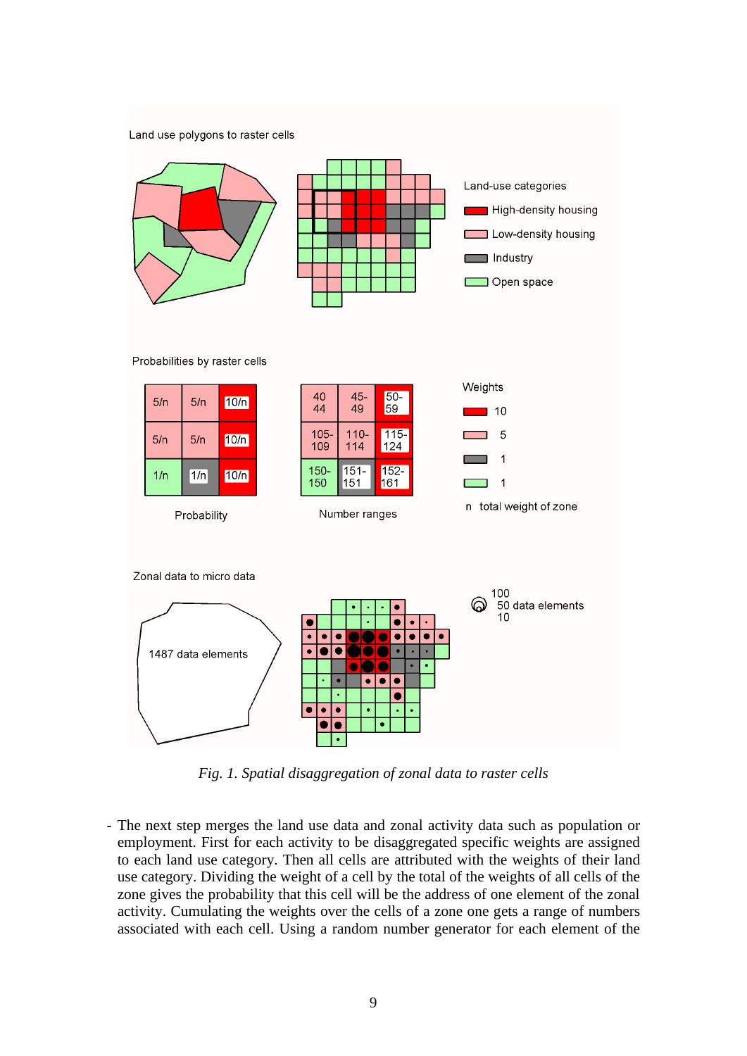*Fig. 1. Spatial disaggregation of zonal data to raster cells*

- The next step merges the land use data and zonal activity data such as population or employment. First for each activity to be disaggregated specific weights are assigned to each land use category. Then all cells are attributed with the weights of their land use category. Dividing the weight of a cell by the total of the weights of all cells of the zone gives the probability that this cell will be the address of one element of the zonal activity. Cumulating the weights over the cells of a zone one gets a range of numbers associated with each cell. Using a random number generator for each element of the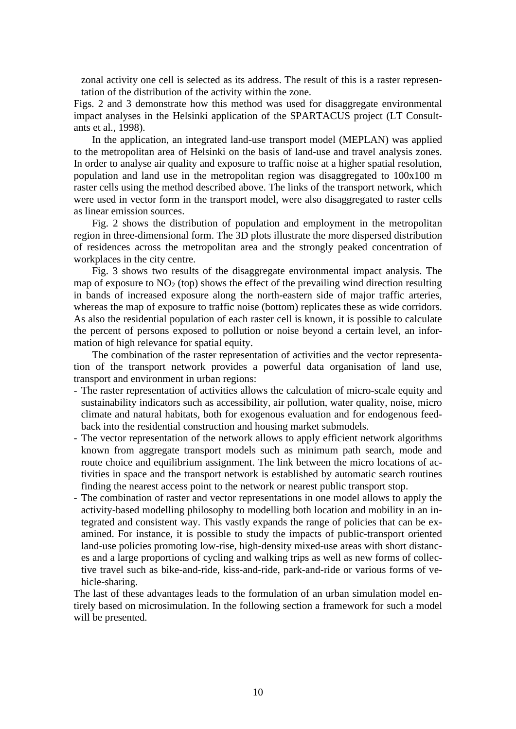zonal activity one cell is selected as its address. The result of this is a raster representation of the distribution of the activity within the zone.

Figs. 2 and 3 demonstrate how this method was used for disaggregate environmental impact analyses in the Helsinki application of the SPARTACUS project (LT Consultants et al., 1998).

In the application, an integrated land-use transport model (MEPLAN) was applied to the metropolitan area of Helsinki on the basis of land-use and travel analysis zones. In order to analyse air quality and exposure to traffic noise at a higher spatial resolution, population and land use in the metropolitan region was disaggregated to 100x100 m raster cells using the method described above. The links of the transport network, which were used in vector form in the transport model, were also disaggregated to raster cells as linear emission sources.

Fig. 2 shows the distribution of population and employment in the metropolitan region in three-dimensional form. The 3D plots illustrate the more dispersed distribution of residences across the metropolitan area and the strongly peaked concentration of workplaces in the city centre.

Fig. 3 shows two results of the disaggregate environmental impact analysis. The map of exposure to $NO_2$ (top) shows the effect of the prevailing wind direction resulting in bands of increased exposure along the north-eastern side of major traffic arteries, whereas the map of exposure to traffic noise (bottom) replicates these as wide corridors. As also the residential population of each raster cell is known, it is possible to calculate the percent of persons exposed to pollution or noise beyond a certain level, an information of high relevance for spatial equity.

The combination of the raster representation of activities and the vector representation of the transport network provides a powerful data organisation of land use, transport and environment in urban regions:

- The raster representation of activities allows the calculation of micro-scale equity and sustainability indicators such as accessibility, air pollution, water quality, noise, micro climate and natural habitats, both for exogenous evaluation and for endogenous feedback into the residential construction and housing market submodels.
- The vector representation of the network allows to apply efficient network algorithms known from aggregate transport models such as minimum path search, mode and route choice and equilibrium assignment. The link between the micro locations of activities in space and the transport network is established by automatic search routines finding the nearest access point to the network or nearest public transport stop.
- The combination of raster and vector representations in one model allows to apply the activity-based modelling philosophy to modelling both location and mobility in an integrated and consistent way. This vastly expands the range of policies that can be examined. For instance, it is possible to study the impacts of public-transport oriented land-use policies promoting low-rise, high-density mixed-use areas with short distances and a large proportions of cycling and walking trips as well as new forms of collective travel such as bike-and-ride, kiss-and-ride, park-and-ride or various forms of vehicle-sharing.

The last of these advantages leads to the formulation of an urban simulation model entirely based on microsimulation. In the following section a framework for such a model will be presented.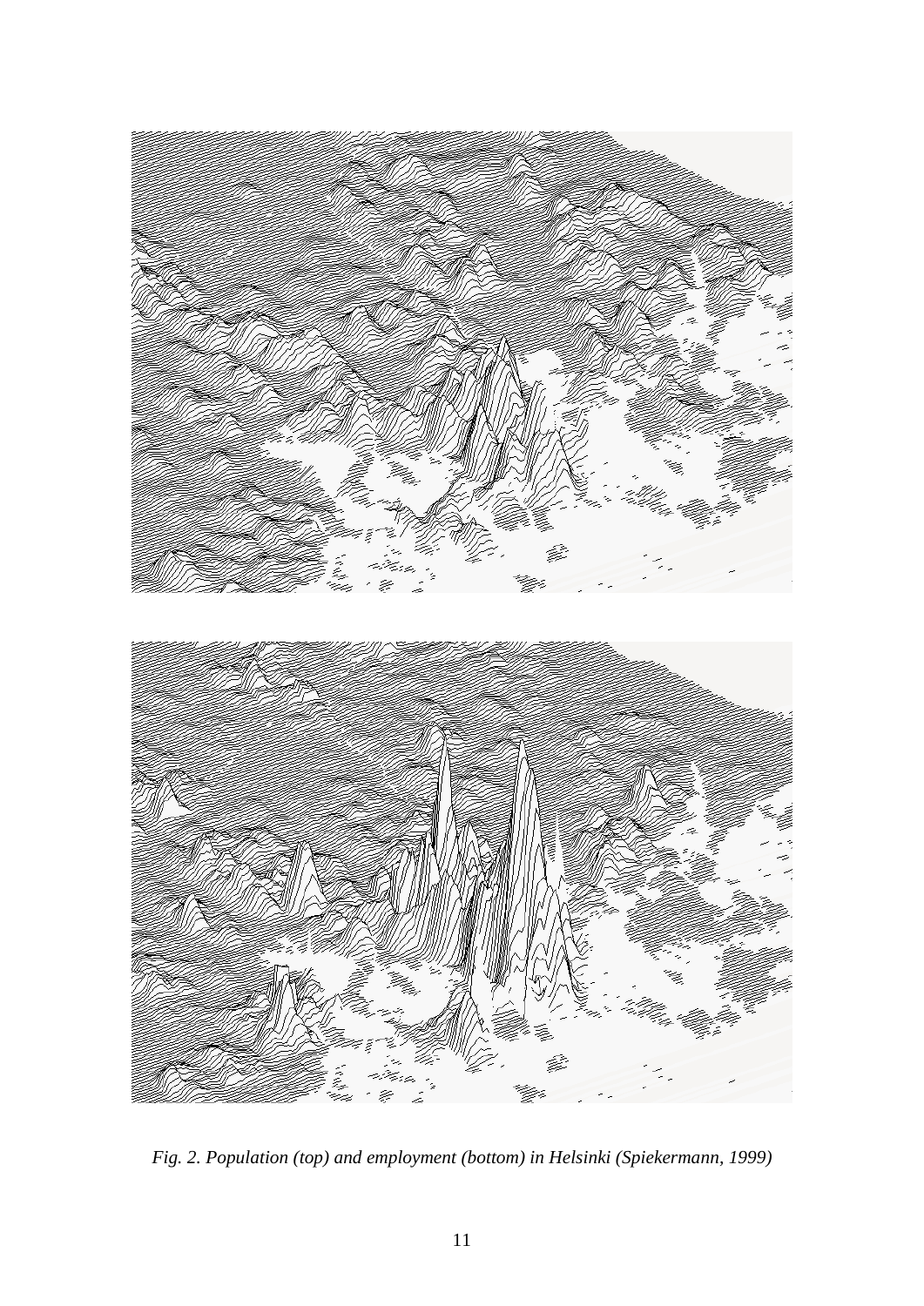*Fig. 2. Population (top) and employment (bottom) in Helsinki (Spiekermann, 1999)*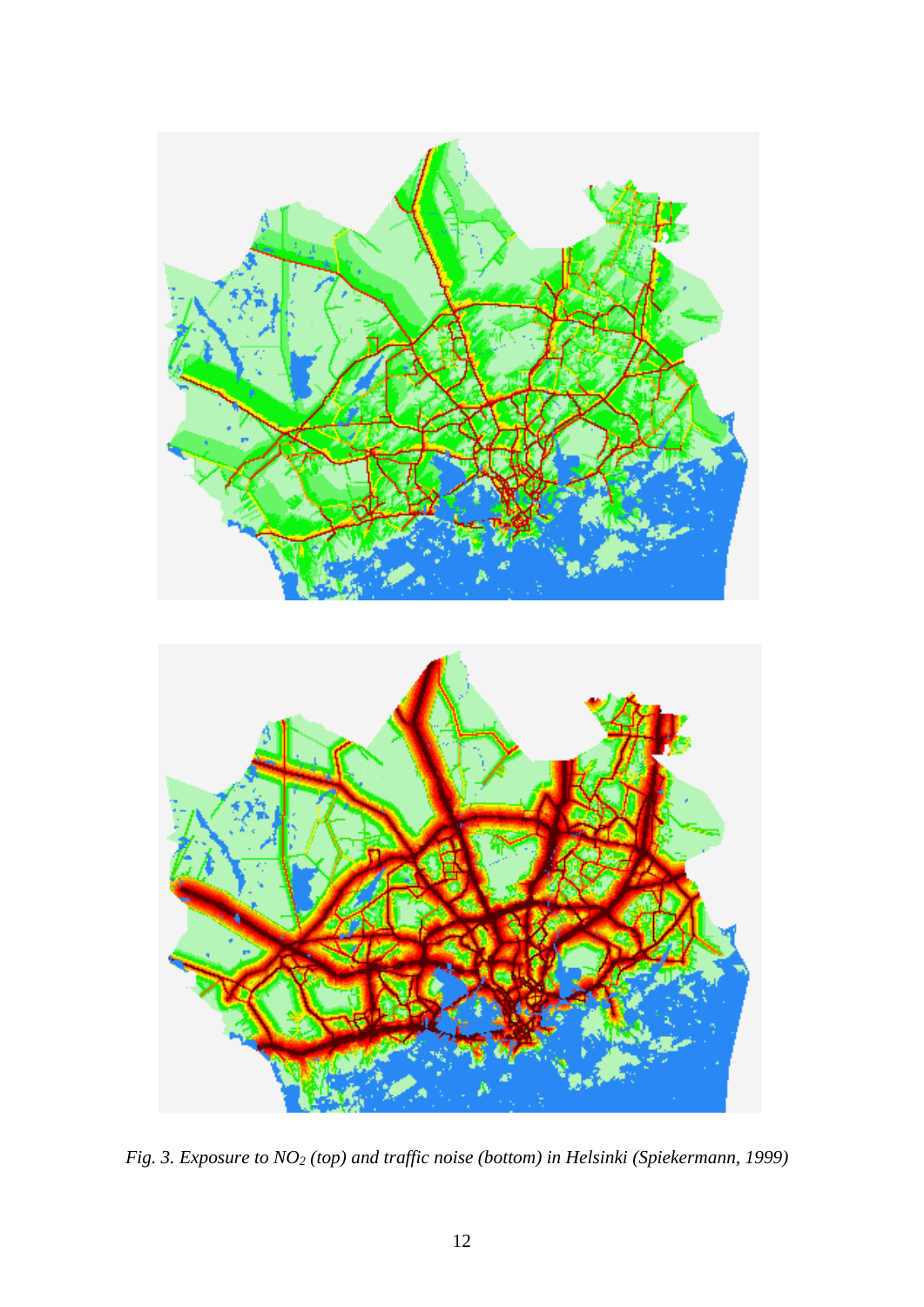*Fig. 3. Exposure to $NO_2$ (top) and traffic noise (bottom) in Helsinki (Spiekermann, 1999)*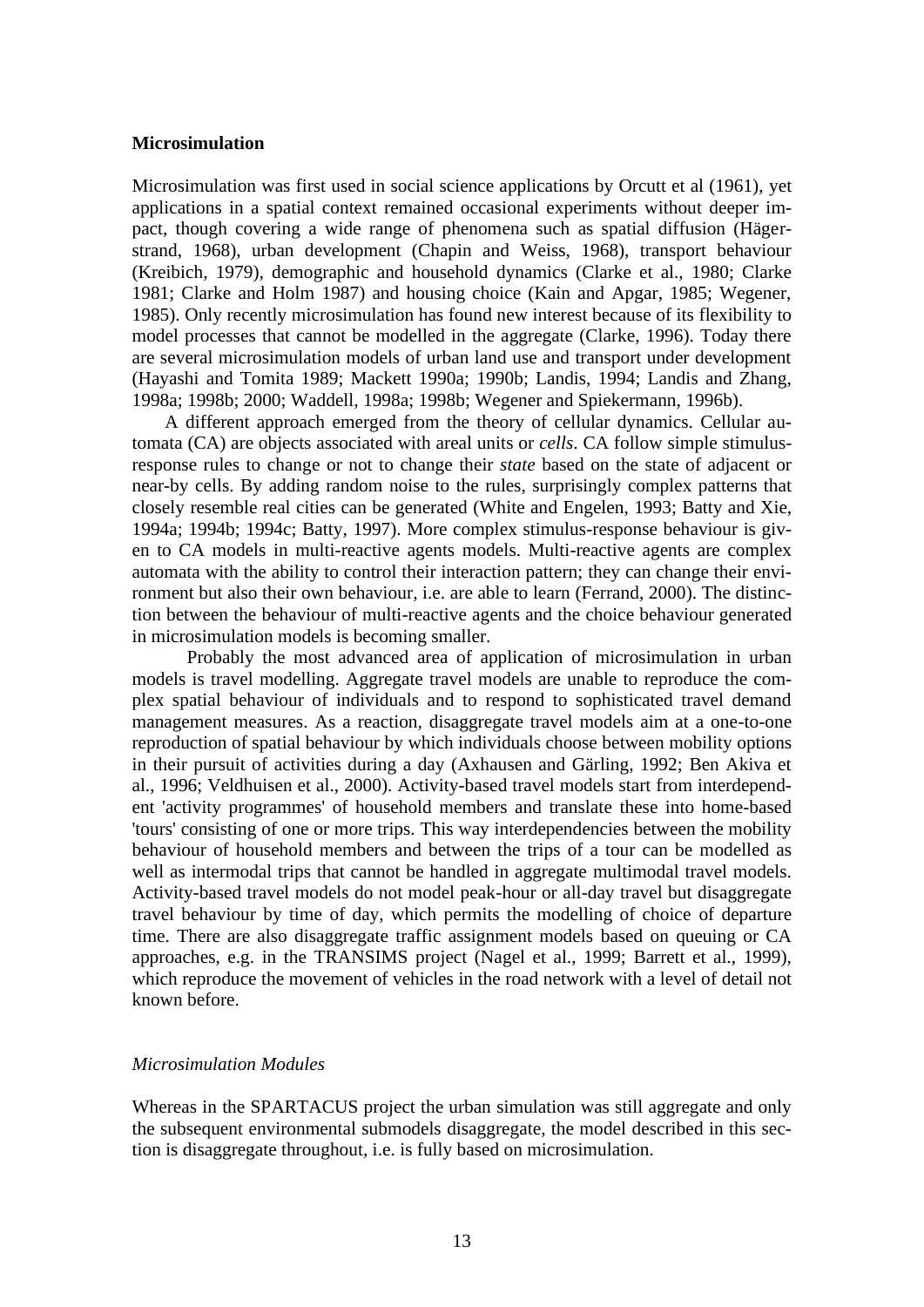**Microsimulation**

Microsimulation was first used in social science applications by Orcutt et al (1961), yet applications in a spatial context remained occasional experiments without deeper impact, though covering a wide range of phenomena such as spatial diffusion (Hägerstrand, 1968), urban development (Chapin and Weiss, 1968), transport behaviour (Kreibich, 1979), demographic and household dynamics (Clarke et al., 1980; Clarke 1981; Clarke and Holm 1987) and housing choice (Kain and Apgar, 1985; Wegener, 1985). Only recently microsimulation has found new interest because of its flexibility to model processes that cannot be modelled in the aggregate (Clarke, 1996). Today there are several microsimulation models of urban land use and transport under development (Hayashi and Tomita 1989; Mackett 1990a; 1990b; Landis, 1994; Landis and Zhang, 1998a; 1998b; 2000; Waddell, 1998a; 1998b; Wegener and Spiekermann, 1996b).

A different approach emerged from the theory of cellular dynamics. Cellular automata (CA) are objects associated with areal units or *cells*. CA follow simple stimulus-response rules to change or not to change their *state* based on the state of adjacent or near-by cells. By adding random noise to the rules, surprisingly complex patterns that closely resemble real cities can be generated (White and Engelen, 1993; Batty and Xie, 1994a; 1994b; 1994c; Batty, 1997). More complex stimulus-response behaviour is given to CA models in multi-reactive agents models. Multi-reactive agents are complex automata with the ability to control their interaction pattern; they can change their environment but also their own behaviour, i.e. are able to learn (Ferrand, 2000). The distinction between the behaviour of multi-reactive agents and the choice behaviour generated in microsimulation models is becoming smaller.

Probably the most advanced area of application of microsimulation in urban models is travel modelling. Aggregate travel models are unable to reproduce the complex spatial behaviour of individuals and to respond to sophisticated travel demand management measures. As a reaction, disaggregate travel models aim at a one-to-one reproduction of spatial behaviour by which individuals choose between mobility options in their pursuit of activities during a day (Axhausen and Gärling, 1992; Ben Akiva et al., 1996; Veldhuisen et al., 2000). Activity-based travel models start from interdependent 'activity programmes' of household members and translate these into home-based 'tours' consisting of one or more trips. This way interdependencies between the mobility behaviour of household members and between the trips of a tour can be modelled as well as intermodal trips that cannot be handled in aggregate multimodal travel models. Activity-based travel models do not model peak-hour or all-day travel but disaggregate travel behaviour by time of day, which permits the modelling of choice of departure time. There are also disaggregate traffic assignment models based on queuing or CA approaches, e.g. in the TRANSIMS project (Nagel et al., 1999; Barrett et al., 1999), which reproduce the movement of vehicles in the road network with a level of detail not known before.

*Microsimulation Modules*

Whereas in the SPARTACUS project the urban simulation was still aggregate and only the subsequent environmental submodels disaggregate, the model described in this section is disaggregate throughout, i.e. is fully based on microsimulation.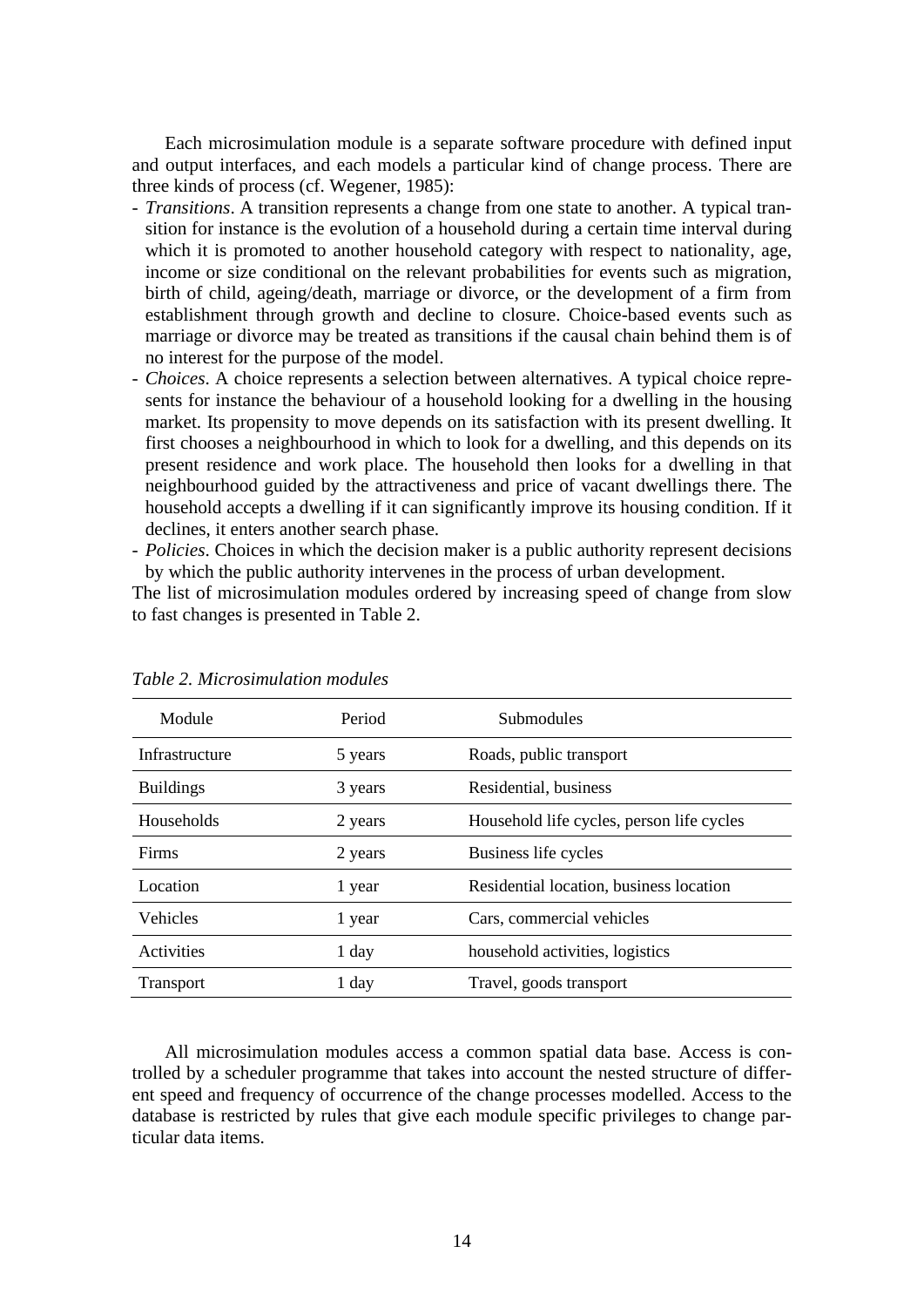Each microsimulation module is a separate software procedure with defined input and output interfaces, and each models a particular kind of change process. There are three kinds of process (cf. Wegener, 1985):

- *Transitions*. A transition represents a change from one state to another. A typical transition for instance is the evolution of a household during a certain time interval during which it is promoted to another household category with respect to nationality, age, income or size conditional on the relevant probabilities for events such as migration, birth of child, ageing/death, marriage or divorce, or the development of a firm from establishment through growth and decline to closure. Choice-based events such as marriage or divorce may be treated as transitions if the causal chain behind them is of no interest for the purpose of the model.
- *Choices*. A choice represents a selection between alternatives. A typical choice represents for instance the behaviour of a household looking for a dwelling in the housing market. Its propensity to move depends on its satisfaction with its present dwelling. It first chooses a neighbourhood in which to look for a dwelling, and this depends on its present residence and work place. The household then looks for a dwelling in that neighbourhood guided by the attractiveness and price of vacant dwellings there. The household accepts a dwelling if it can significantly improve its housing condition. If it declines, it enters another search phase.
- *Policies*. Choices in which the decision maker is a public authority represent decisions by which the public authority intervenes in the process of urban development.

The list of microsimulation modules ordered by increasing speed of change from slow to fast changes is presented in Table 2.

*Table 2. Microsimulation modules*

| Module | Period | Submodules |
|---|---|---|
| Infrastructure | 5 years | Roads, public transport |
| Buildings | 3 years | Residential, business |
| Households | 2 years | Household life cycles, person life cycles |
| Firms | 2 years | Business life cycles |
| Location | 1 year | Residential location, business location |
| Vehicles | 1 year | Cars, commercial vehicles |
| Activities | 1 day | household activities, logistics |
| Transport | 1 day | Travel, goods transport |

All microsimulation modules access a common spatial data base. Access is controlled by a scheduler programme that takes into account the nested structure of different speed and frequency of occurrence of the change processes modelled. Access to the database is restricted by rules that give each module specific privileges to change particular data items.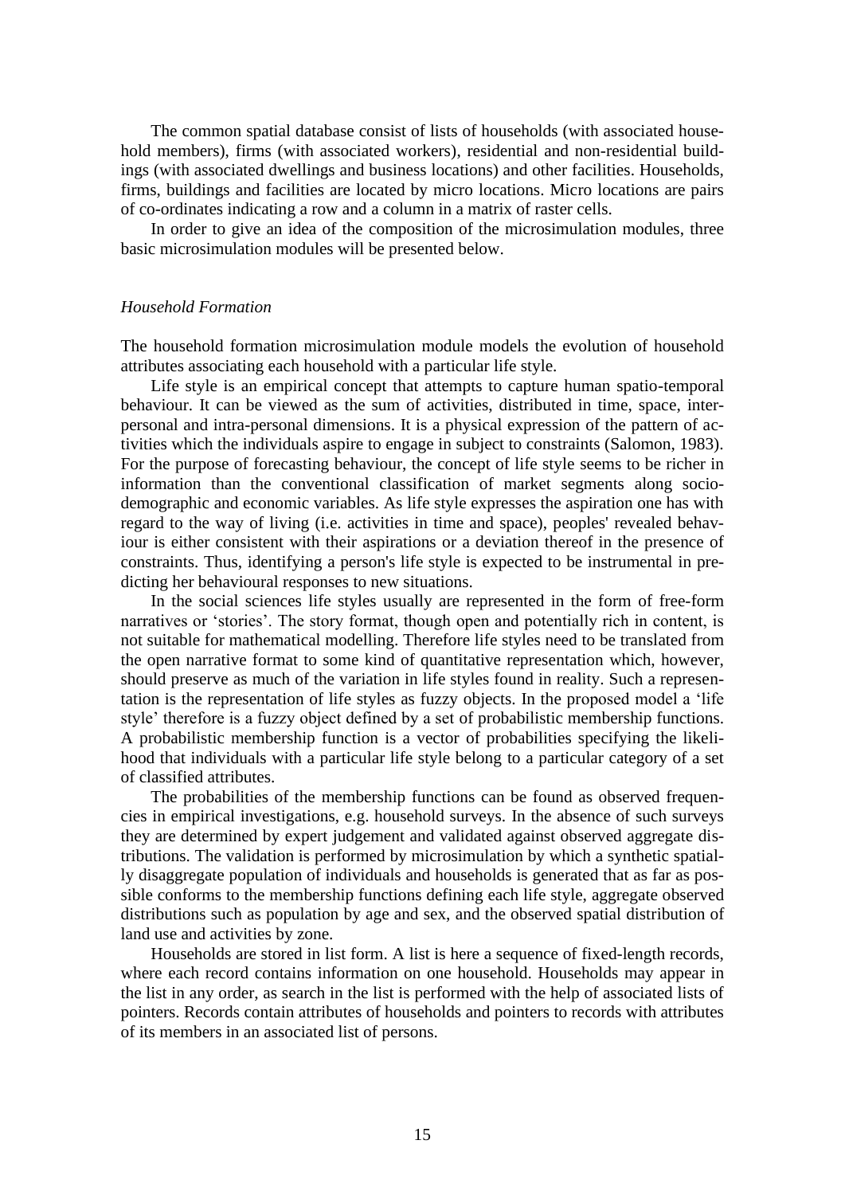The common spatial database consist of lists of households (with associated household members), firms (with associated workers), residential and non-residential buildings (with associated dwellings and business locations) and other facilities. Households, firms, buildings and facilities are located by micro locations. Micro locations are pairs of co-ordinates indicating a row and a column in a matrix of raster cells.

In order to give an idea of the composition of the microsimulation modules, three basic microsimulation modules will be presented below.

*Household Formation*

The household formation microsimulation module models the evolution of household attributes associating each household with a particular life style.

Life style is an empirical concept that attempts to capture human spatio-temporal behaviour. It can be viewed as the sum of activities, distributed in time, space, interpersonal and intra-personal dimensions. It is a physical expression of the pattern of activities which the individuals aspire to engage in subject to constraints (Salomon, 1983). For the purpose of forecasting behaviour, the concept of life style seems to be richer in information than the conventional classification of market segments along socio-demographic and economic variables. As life style expresses the aspiration one has with regard to the way of living (i.e. activities in time and space), peoples' revealed behaviour is either consistent with their aspirations or a deviation thereof in the presence of constraints. Thus, identifying a person's life style is expected to be instrumental in predicting her behavioural responses to new situations.

In the social sciences life styles usually are represented in the form of free-form narratives or 'stories'. The story format, though open and potentially rich in content, is not suitable for mathematical modelling. Therefore life styles need to be translated from the open narrative format to some kind of quantitative representation which, however, should preserve as much of the variation in life styles found in reality. Such a representation is the representation of life styles as fuzzy objects. In the proposed model a 'life style' therefore is a fuzzy object defined by a set of probabilistic membership functions. A probabilistic membership function is a vector of probabilities specifying the likelihood that individuals with a particular life style belong to a particular category of a set of classified attributes.

The probabilities of the membership functions can be found as observed frequencies in empirical investigations, e.g. household surveys. In the absence of such surveys they are determined by expert judgement and validated against observed aggregate distributions. The validation is performed by microsimulation by which a synthetic spatially disaggregate population of individuals and households is generated that as far as possible conforms to the membership functions defining each life style, aggregate observed distributions such as population by age and sex, and the observed spatial distribution of land use and activities by zone.

Households are stored in list form. A list is here a sequence of fixed-length records, where each record contains information on one household. Households may appear in the list in any order, as search in the list is performed with the help of associated lists of pointers. Records contain attributes of households and pointers to records with attributes of its members in an associated list of persons.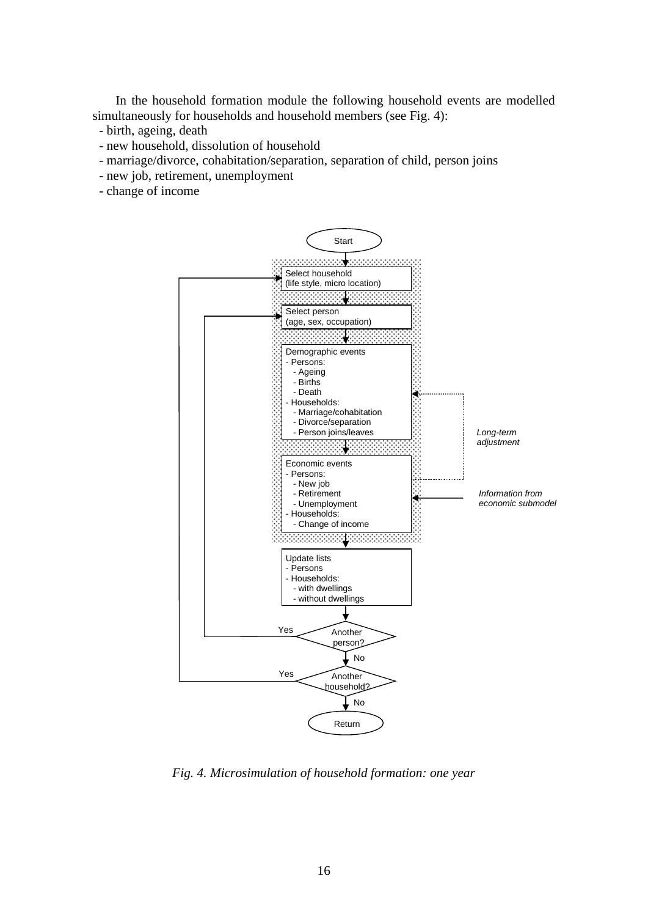In the household formation module the following household events are modelled simultaneously for households and household members (see Fig. 4):

- birth, ageing, death
- new household, dissolution of household
- marriage/divorce, cohabitation/separation, separation of child, person joins
- new job, retirement, unemployment
- change of income

```
Start
  ↓
Select household (life style, micro location)   ←───────────────┐
  ↓                                                             │
Select person (age, sex, occupation)   ←──────────────┐         │
  ↓                                                   │         │
Demographic events                    ←·········┐     │         │
- Persons:                                      ·     │         │
  - Ageing                                      · Long-term     │
  - Births                                      · adjustment    │
  - Death                                       ·     │         │
- Households:                                   ·     │         │
  - Marriage/cohabitation                       ·     │         │
  - Divorce/separation                          ·     │         │
  - Person joins/leaves                         ·     │         │
  ↓                                             ·     │         │
Economic events                       ··········┘     │         │
- Persons:                            ←── Information from      │
  - New job                               economic submodel     │
  - Retirement                                        │         │
  - Unemployment                                      │         │
- Households:                                         │         │
  - Change of income                                  │         │
  ↓                                                   │         │
Update lists                                          │         │
- Persons                                             │         │
- Households:                                         │         │
  - with dwellings                                    │         │
  - without dwellings                                 │         │
  ↓                                                   │         │
Another person? ── Yes ───────────────────────────────┘         │
  ↓ No                                                          │
Another household? ── Yes ──────────────────────────────────────┘
  ↓ No
Return
```

*Fig. 4. Microsimulation of household formation: one year*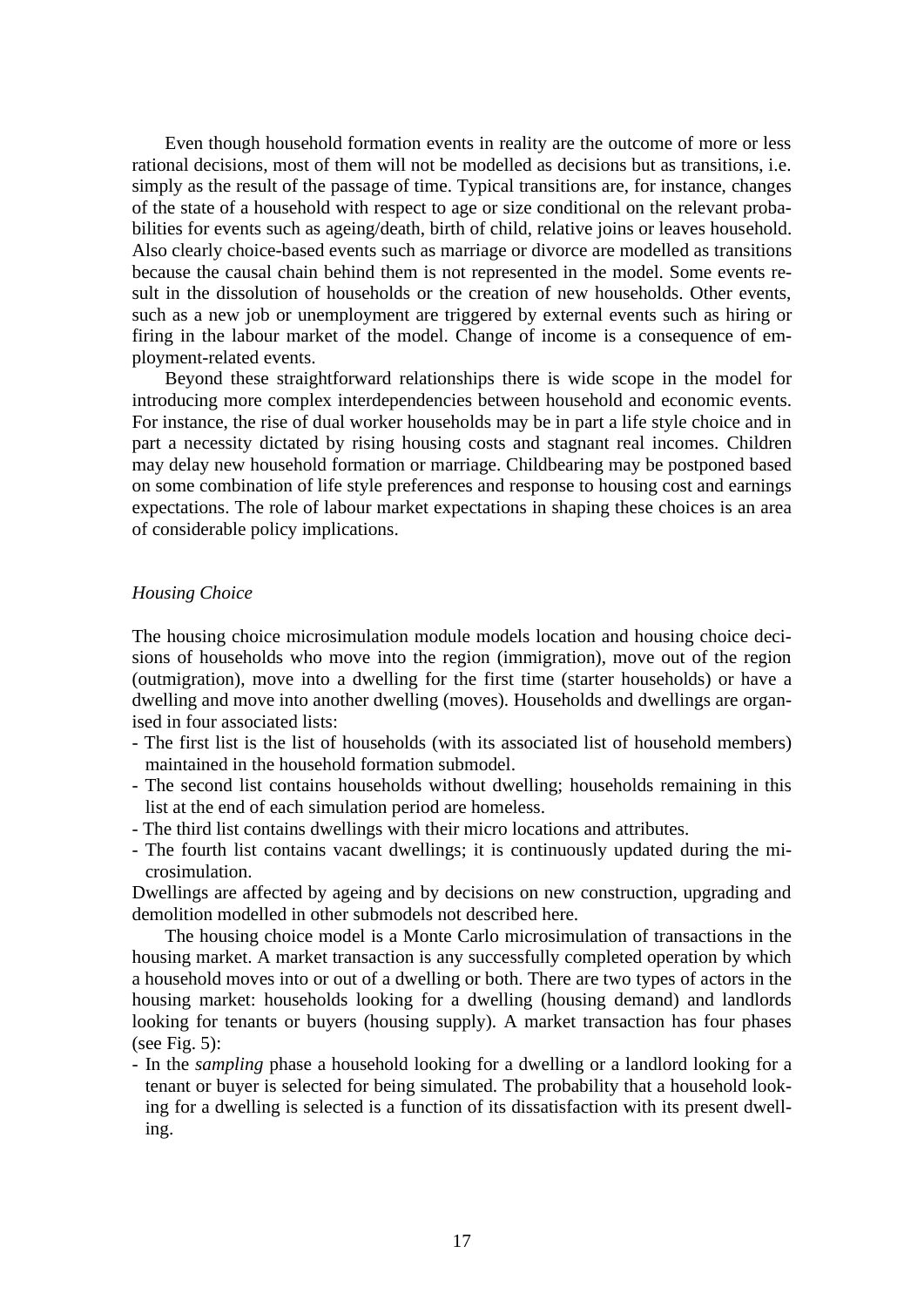Even though household formation events in reality are the outcome of more or less rational decisions, most of them will not be modelled as decisions but as transitions, i.e. simply as the result of the passage of time. Typical transitions are, for instance, changes of the state of a household with respect to age or size conditional on the relevant probabilities for events such as ageing/death, birth of child, relative joins or leaves household. Also clearly choice-based events such as marriage or divorce are modelled as transitions because the causal chain behind them is not represented in the model. Some events result in the dissolution of households or the creation of new households. Other events, such as a new job or unemployment are triggered by external events such as hiring or firing in the labour market of the model. Change of income is a consequence of employment-related events.

Beyond these straightforward relationships there is wide scope in the model for introducing more complex interdependencies between household and economic events. For instance, the rise of dual worker households may be in part a life style choice and in part a necessity dictated by rising housing costs and stagnant real incomes. Children may delay new household formation or marriage. Childbearing may be postponed based on some combination of life style preferences and response to housing cost and earnings expectations. The role of labour market expectations in shaping these choices is an area of considerable policy implications.

*Housing Choice*

The housing choice microsimulation module models location and housing choice decisions of households who move into the region (immigration), move out of the region (outmigration), move into a dwelling for the first time (starter households) or have a dwelling and move into another dwelling (moves). Households and dwellings are organised in four associated lists:

- The first list is the list of households (with its associated list of household members) maintained in the household formation submodel.
- The second list contains households without dwelling; households remaining in this list at the end of each simulation period are homeless.
- The third list contains dwellings with their micro locations and attributes.
- The fourth list contains vacant dwellings; it is continuously updated during the microsimulation.

Dwellings are affected by ageing and by decisions on new construction, upgrading and demolition modelled in other submodels not described here.

The housing choice model is a Monte Carlo microsimulation of transactions in the housing market. A market transaction is any successfully completed operation by which a household moves into or out of a dwelling or both. There are two types of actors in the housing market: households looking for a dwelling (housing demand) and landlords looking for tenants or buyers (housing supply). A market transaction has four phases (see Fig. 5):

- In the *sampling* phase a household looking for a dwelling or a landlord looking for a tenant or buyer is selected for being simulated. The probability that a household looking for a dwelling is selected is a function of its dissatisfaction with its present dwelling.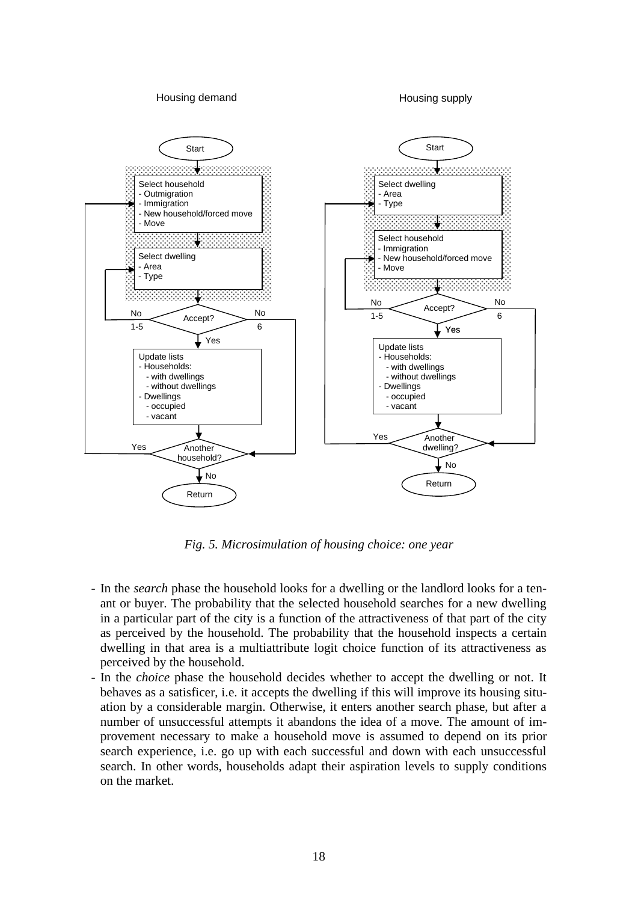*Fig. 5. Microsimulation of housing choice: one year*

- In the *search* phase the household looks for a dwelling or the landlord looks for a tenant or buyer. The probability that the selected household searches for a new dwelling in a particular part of the city is a function of the attractiveness of that part of the city as perceived by the household. The probability that the household inspects a certain dwelling in that area is a multiattribute logit choice function of its attractiveness as perceived by the household.
- In the *choice* phase the household decides whether to accept the dwelling or not. It behaves as a satisficer, i.e. it accepts the dwelling if this will improve its housing situation by a considerable margin. Otherwise, it enters another search phase, but after a number of unsuccessful attempts it abandons the idea of a move. The amount of improvement necessary to make a household move is assumed to depend on its prior search experience, i.e. go up with each successful and down with each unsuccessful search. In other words, households adapt their aspiration levels to supply conditions on the market.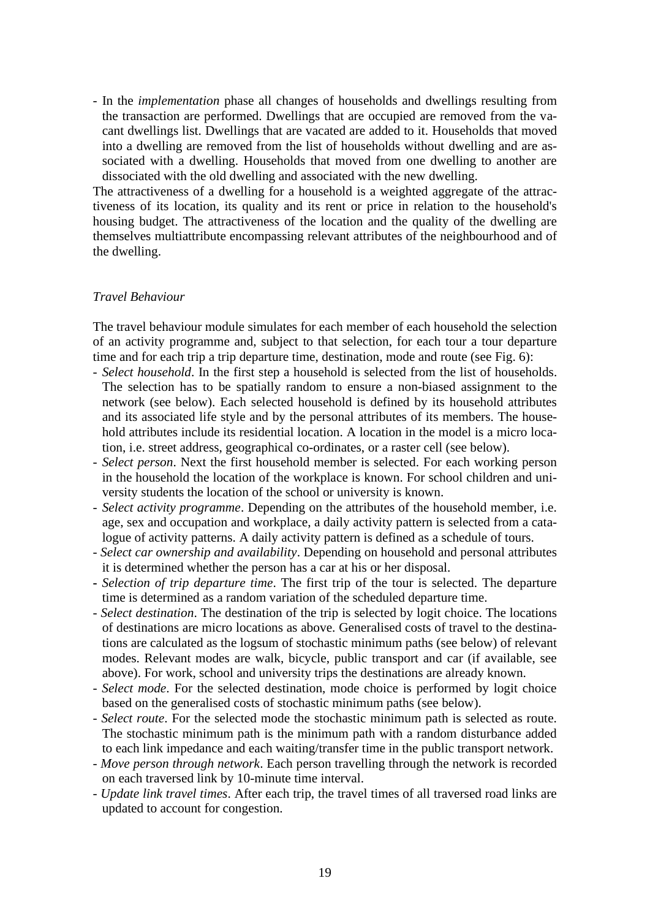- In the *implementation* phase all changes of households and dwellings resulting from the transaction are performed. Dwellings that are occupied are removed from the vacant dwellings list. Dwellings that are vacated are added to it. Households that moved into a dwelling are removed from the list of households without dwelling and are associated with a dwelling. Households that moved from one dwelling to another are dissociated with the old dwelling and associated with the new dwelling.

The attractiveness of a dwelling for a household is a weighted aggregate of the attractiveness of its location, its quality and its rent or price in relation to the household's housing budget. The attractiveness of the location and the quality of the dwelling are themselves multiattribute encompassing relevant attributes of the neighbourhood and of the dwelling.

*Travel Behaviour*

The travel behaviour module simulates for each member of each household the selection of an activity programme and, subject to that selection, for each tour a tour departure time and for each trip a trip departure time, destination, mode and route (see Fig. 6):

- *Select household*. In the first step a household is selected from the list of households. The selection has to be spatially random to ensure a non-biased assignment to the network (see below). Each selected household is defined by its household attributes and its associated life style and by the personal attributes of its members. The household attributes include its residential location. A location in the model is a micro location, i.e. street address, geographical co-ordinates, or a raster cell (see below).
- *Select person*. Next the first household member is selected. For each working person in the household the location of the workplace is known. For school children and university students the location of the school or university is known.
- *Select activity programme*. Depending on the attributes of the household member, i.e. age, sex and occupation and workplace, a daily activity pattern is selected from a catalogue of activity patterns. A daily activity pattern is defined as a schedule of tours.
- *Select car ownership and availability*. Depending on household and personal attributes it is determined whether the person has a car at his or her disposal.
- *Selection of trip departure time*. The first trip of the tour is selected. The departure time is determined as a random variation of the scheduled departure time.
- *Select destination*. The destination of the trip is selected by logit choice. The locations of destinations are micro locations as above. Generalised costs of travel to the destinations are calculated as the logsum of stochastic minimum paths (see below) of relevant modes. Relevant modes are walk, bicycle, public transport and car (if available, see above). For work, school and university trips the destinations are already known.
- *Select mode*. For the selected destination, mode choice is performed by logit choice based on the generalised costs of stochastic minimum paths (see below).
- *Select route*. For the selected mode the stochastic minimum path is selected as route. The stochastic minimum path is the minimum path with a random disturbance added to each link impedance and each waiting/transfer time in the public transport network.
- *Move person through network*. Each person travelling through the network is recorded on each traversed link by 10-minute time interval.
- *Update link travel times*. After each trip, the travel times of all traversed road links are updated to account for congestion.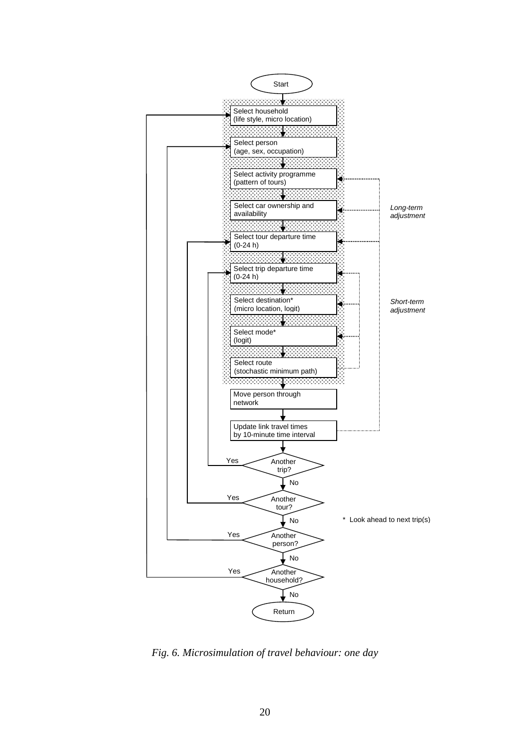Start

Select household
(life style, micro location)

Select person
(age, sex, occupation)

Select activity programme
(pattern of tours)

Select car ownership and availability

Select tour departure time
(0-24 h)

Select trip departure time
(0-24 h)

Select destination*
(micro location, logit)

Select mode*
(logit)

Select route
(stochastic minimum path)

Move person through network

Update link travel times by 10-minute time interval

Another trip? — Yes / No

Another tour? — Yes / No

Another person? — Yes / No

Another household? — Yes / No

Return

*Long-term adjustment*

*Short-term adjustment*

\* Look ahead to next trip(s)

*Fig. 6. Microsimulation of travel behaviour: one day*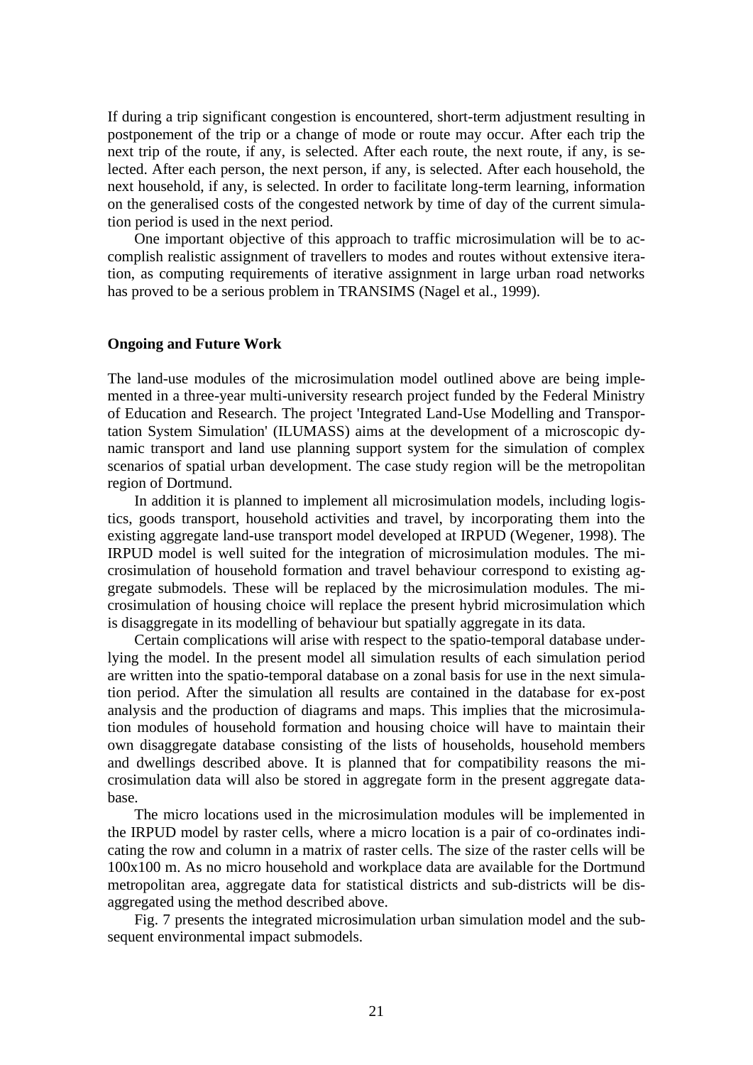If during a trip significant congestion is encountered, short-term adjustment resulting in postponement of the trip or a change of mode or route may occur. After each trip the next trip of the route, if any, is selected. After each route, the next route, if any, is selected. After each person, the next person, if any, is selected. After each household, the next household, if any, is selected. In order to facilitate long-term learning, information on the generalised costs of the congested network by time of day of the current simulation period is used in the next period.

One important objective of this approach to traffic microsimulation will be to accomplish realistic assignment of travellers to modes and routes without extensive iteration, as computing requirements of iterative assignment in large urban road networks has proved to be a serious problem in TRANSIMS (Nagel et al., 1999).

## Ongoing and Future Work

The land-use modules of the microsimulation model outlined above are being implemented in a three-year multi-university research project funded by the Federal Ministry of Education and Research. The project 'Integrated Land-Use Modelling and Transportation System Simulation' (ILUMASS) aims at the development of a microscopic dynamic transport and land use planning support system for the simulation of complex scenarios of spatial urban development. The case study region will be the metropolitan region of Dortmund.

In addition it is planned to implement all microsimulation models, including logistics, goods transport, household activities and travel, by incorporating them into the existing aggregate land-use transport model developed at IRPUD (Wegener, 1998). The IRPUD model is well suited for the integration of microsimulation modules. The microsimulation of household formation and travel behaviour correspond to existing aggregate submodels. These will be replaced by the microsimulation modules. The microsimulation of housing choice will replace the present hybrid microsimulation which is disaggregate in its modelling of behaviour but spatially aggregate in its data.

Certain complications will arise with respect to the spatio-temporal database underlying the model. In the present model all simulation results of each simulation period are written into the spatio-temporal database on a zonal basis for use in the next simulation period. After the simulation all results are contained in the database for ex-post analysis and the production of diagrams and maps. This implies that the microsimulation modules of household formation and housing choice will have to maintain their own disaggregate database consisting of the lists of households, household members and dwellings described above. It is planned that for compatibility reasons the microsimulation data will also be stored in aggregate form in the present aggregate database.

The micro locations used in the microsimulation modules will be implemented in the IRPUD model by raster cells, where a micro location is a pair of co-ordinates indicating the row and column in a matrix of raster cells. The size of the raster cells will be 100x100 m. As no micro household and workplace data are available for the Dortmund metropolitan area, aggregate data for statistical districts and sub-districts will be disaggregated using the method described above.

Fig. 7 presents the integrated microsimulation urban simulation model and the subsequent environmental impact submodels.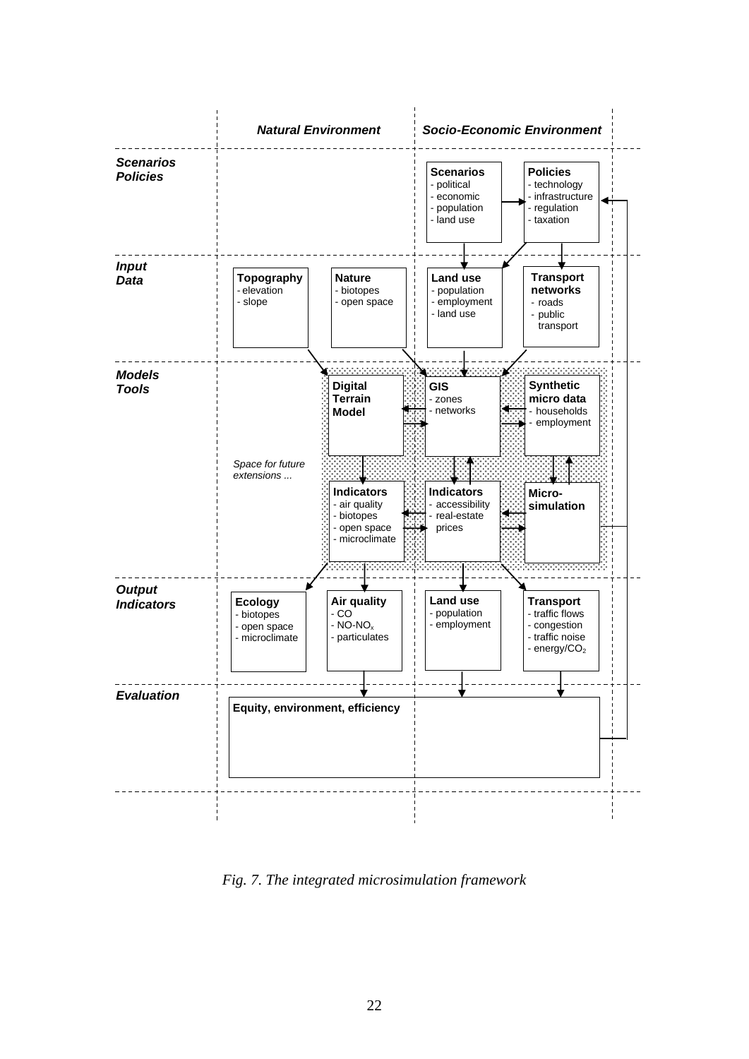| | *Natural Environment* | | *Socio-Economic Environment* | |
|---|---|---|---|---|
| ***Scenarios Policies*** | | | **Scenarios**<br>- political<br>- economic<br>- population<br>- land use | **Policies**<br>- technology<br>- infrastructure<br>- regulation<br>- taxation |
| ***Input Data*** | **Topography**<br>- elevation<br>- slope | **Nature**<br>- biotopes<br>- open space | **Land use**<br>- population<br>- employment<br>- land use | **Transport networks**<br>- roads<br>- public transport |
| ***Models Tools*** | | **Digital Terrain Model** | **GIS**<br>- zones<br>- networks | **Synthetic micro data**<br>- households<br>- employment |
| | *Space for future extensions ...* | **Indicators**<br>- air quality<br>- biotopes<br>- open space<br>- microclimate | **Indicators**<br>- accessibility<br>- real-estate prices | **Micro-simulation** |
| ***Output Indicators*** | **Ecology**<br>- biotopes<br>- open space<br>- microclimate | **Air quality**<br>- CO<br>- $NO\text{-}NO_x$<br>- particulates | **Land use**<br>- population<br>- employment | **Transport**<br>- traffic flows<br>- congestion<br>- traffic noise<br>- energy/$CO_2$ |
| ***Evaluation*** | **Equity, environment, efficiency** | | | |

*Fig. 7. The integrated microsimulation framework*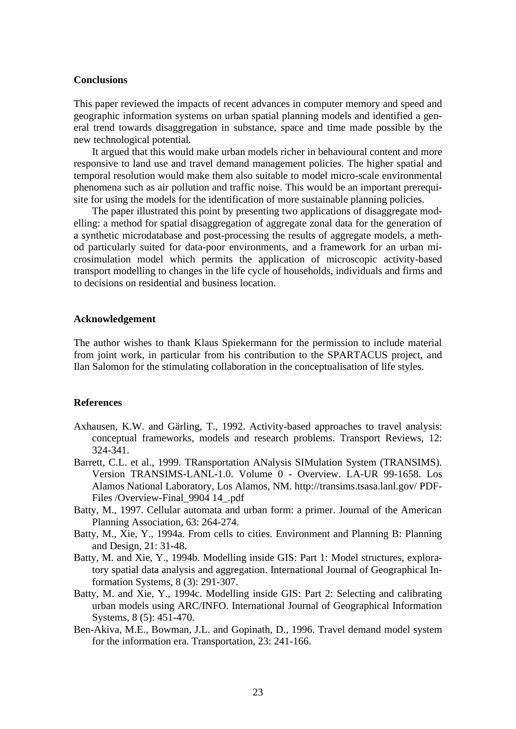## Conclusions

This paper reviewed the impacts of recent advances in computer memory and speed and geographic information systems on urban spatial planning models and identified a general trend towards disaggregation in substance, space and time made possible by the new technological potential.

It argued that this would make urban models richer in behavioural content and more responsive to land use and travel demand management policies. The higher spatial and temporal resolution would make them also suitable to model micro-scale environmental phenomena such as air pollution and traffic noise. This would be an important prerequisite for using the models for the identification of more sustainable planning policies.

The paper illustrated this point by presenting two applications of disaggregate modelling: a method for spatial disaggregation of aggregate zonal data for the generation of a synthetic microdatabase and post-processing the results of aggregate models, a method particularly suited for data-poor environments, and a framework for an urban microsimulation model which permits the application of microscopic activity-based transport modelling to changes in the life cycle of households, individuals and firms and to decisions on residential and business location.

## Acknowledgement

The author wishes to thank Klaus Spiekermann for the permission to include material from joint work, in particular from his contribution to the SPARTACUS project, and Ilan Salomon for the stimulating collaboration in the conceptualisation of life styles.

## References

- Axhausen, K.W. and Gärling, T., 1992. Activity-based approaches to travel analysis: conceptual frameworks, models and research problems. Transport Reviews, 12: 324-341.
- Barrett, C.L. et al., 1999. TRansportation ANalysis SIMulation System (TRANSIMS). Version TRANSIMS-LANL-1.0. Volume 0 - Overview. LA-UR 99-1658. Los Alamos National Laboratory, Los Alamos, NM. http://transims.tsasa.lanl.gov/ PDF-Files /Overview-Final_9904 14_.pdf
- Batty, M., 1997. Cellular automata and urban form: a primer. Journal of the American Planning Association, 63: 264-274.
- Batty, M., Xie, Y., 1994a. From cells to cities. Environment and Planning B: Planning and Design, 21: 31-48.
- Batty, M. and Xie, Y., 1994b. Modelling inside GIS: Part 1: Model structures, exploratory spatial data analysis and aggregation. International Journal of Geographical Information Systems, 8 (3): 291-307.
- Batty, M. and Xie, Y., 1994c. Modelling inside GIS: Part 2: Selecting and calibrating urban models using ARC/INFO. International Journal of Geographical Information Systems, 8 (5): 451-470.
- Ben-Akiva, M.E., Bowman, J.L. and Gopinath, D., 1996. Travel demand model system for the information era. Transportation, 23: 241-166.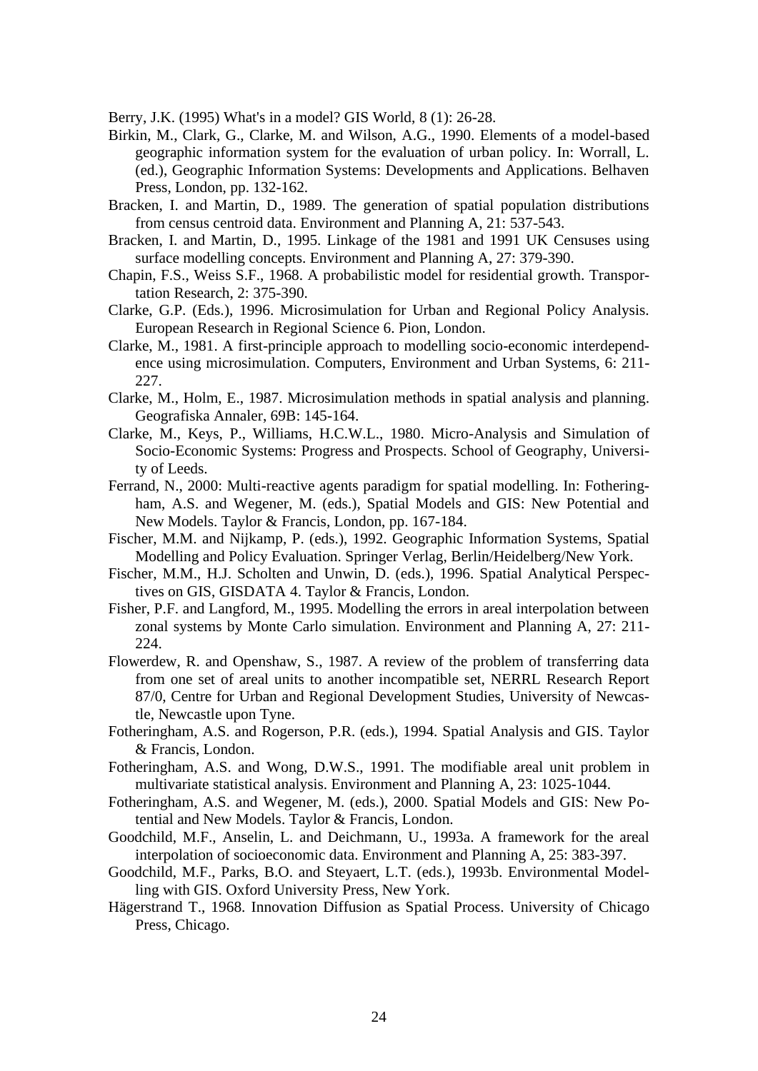Berry, J.K. (1995) What's in a model? GIS World, 8 (1): 26-28.

Birkin, M., Clark, G., Clarke, M. and Wilson, A.G., 1990. Elements of a model-based geographic information system for the evaluation of urban policy. In: Worrall, L. (ed.), Geographic Information Systems: Developments and Applications. Belhaven Press, London, pp. 132-162.

Bracken, I. and Martin, D., 1989. The generation of spatial population distributions from census centroid data. Environment and Planning A, 21: 537-543.

Bracken, I. and Martin, D., 1995. Linkage of the 1981 and 1991 UK Censuses using surface modelling concepts. Environment and Planning A, 27: 379-390.

Chapin, F.S., Weiss S.F., 1968. A probabilistic model for residential growth. Transportation Research, 2: 375-390.

Clarke, G.P. (Eds.), 1996. Microsimulation for Urban and Regional Policy Analysis. European Research in Regional Science 6. Pion, London.

Clarke, M., 1981. A first-principle approach to modelling socio-economic interdependence using microsimulation. Computers, Environment and Urban Systems, 6: 211-227.

Clarke, M., Holm, E., 1987. Microsimulation methods in spatial analysis and planning. Geografiska Annaler, 69B: 145-164.

Clarke, M., Keys, P., Williams, H.C.W.L., 1980. Micro-Analysis and Simulation of Socio-Economic Systems: Progress and Prospects. School of Geography, University of Leeds.

Ferrand, N., 2000: Multi-reactive agents paradigm for spatial modelling. In: Fotheringham, A.S. and Wegener, M. (eds.), Spatial Models and GIS: New Potential and New Models. Taylor & Francis, London, pp. 167-184.

Fischer, M.M. and Nijkamp, P. (eds.), 1992. Geographic Information Systems, Spatial Modelling and Policy Evaluation. Springer Verlag, Berlin/Heidelberg/New York.

Fischer, M.M., H.J. Scholten and Unwin, D. (eds.), 1996. Spatial Analytical Perspectives on GIS, GISDATA 4. Taylor & Francis, London.

Fisher, P.F. and Langford, M., 1995. Modelling the errors in areal interpolation between zonal systems by Monte Carlo simulation. Environment and Planning A, 27: 211-224.

Flowerdew, R. and Openshaw, S., 1987. A review of the problem of transferring data from one set of areal units to another incompatible set, NERRL Research Report 87/0, Centre for Urban and Regional Development Studies, University of Newcastle, Newcastle upon Tyne.

Fotheringham, A.S. and Rogerson, P.R. (eds.), 1994. Spatial Analysis and GIS. Taylor & Francis, London.

Fotheringham, A.S. and Wong, D.W.S., 1991. The modifiable areal unit problem in multivariate statistical analysis. Environment and Planning A, 23: 1025-1044.

Fotheringham, A.S. and Wegener, M. (eds.), 2000. Spatial Models and GIS: New Potential and New Models. Taylor & Francis, London.

Goodchild, M.F., Anselin, L. and Deichmann, U., 1993a. A framework for the areal interpolation of socioeconomic data. Environment and Planning A, 25: 383-397.

Goodchild, M.F., Parks, B.O. and Steyaert, L.T. (eds.), 1993b. Environmental Modelling with GIS. Oxford University Press, New York.

Hägerstrand T., 1968. Innovation Diffusion as Spatial Process. University of Chicago Press, Chicago.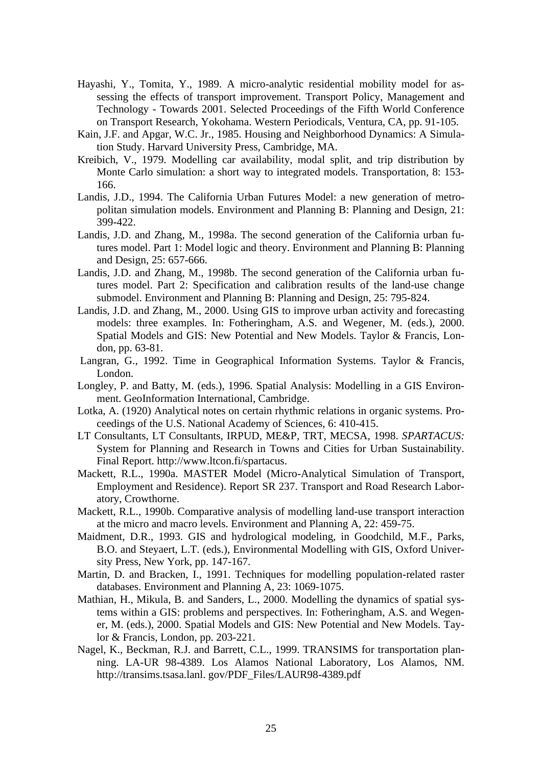Hayashi, Y., Tomita, Y., 1989. A micro-analytic residential mobility model for assessing the effects of transport improvement. Transport Policy, Management and Technology - Towards 2001. Selected Proceedings of the Fifth World Conference on Transport Research, Yokohama. Western Periodicals, Ventura, CA, pp. 91-105.

Kain, J.F. and Apgar, W.C. Jr., 1985. Housing and Neighborhood Dynamics: A Simulation Study. Harvard University Press, Cambridge, MA.

Kreibich, V., 1979. Modelling car availability, modal split, and trip distribution by Monte Carlo simulation: a short way to integrated models. Transportation, 8: 153-166.

Landis, J.D., 1994. The California Urban Futures Model: a new generation of metropolitan simulation models. Environment and Planning B: Planning and Design, 21: 399-422.

Landis, J.D. and Zhang, M., 1998a. The second generation of the California urban futures model. Part 1: Model logic and theory. Environment and Planning B: Planning and Design, 25: 657-666.

Landis, J.D. and Zhang, M., 1998b. The second generation of the California urban futures model. Part 2: Specification and calibration results of the land-use change submodel. Environment and Planning B: Planning and Design, 25: 795-824.

Landis, J.D. and Zhang, M., 2000. Using GIS to improve urban activity and forecasting models: three examples. In: Fotheringham, A.S. and Wegener, M. (eds.), 2000. Spatial Models and GIS: New Potential and New Models. Taylor & Francis, London, pp. 63-81.

Langran, G., 1992. Time in Geographical Information Systems. Taylor & Francis, London.

Longley, P. and Batty, M. (eds.), 1996. Spatial Analysis: Modelling in a GIS Environment. GeoInformation International, Cambridge.

Lotka, A. (1920) Analytical notes on certain rhythmic relations in organic systems. Proceedings of the U.S. National Academy of Sciences, 6: 410-415.

LT Consultants, LT Consultants, IRPUD, ME&P, TRT, MECSA, 1998. *SPARTACUS:* System for Planning and Research in Towns and Cities for Urban Sustainability. Final Report. http://www.ltcon.fi/spartacus.

Mackett, R.L., 1990a. MASTER Model (Micro-Analytical Simulation of Transport, Employment and Residence). Report SR 237. Transport and Road Research Laboratory, Crowthorne.

Mackett, R.L., 1990b. Comparative analysis of modelling land-use transport interaction at the micro and macro levels. Environment and Planning A, 22: 459-75.

Maidment, D.R., 1993. GIS and hydrological modeling, in Goodchild, M.F., Parks, B.O. and Steyaert, L.T. (eds.), Environmental Modelling with GIS, Oxford University Press, New York, pp. 147-167.

Martin, D. and Bracken, I., 1991. Techniques for modelling population-related raster databases. Environment and Planning A, 23: 1069-1075.

Mathian, H., Mikula, B. and Sanders, L., 2000. Modelling the dynamics of spatial systems within a GIS: problems and perspectives. In: Fotheringham, A.S. and Wegener, M. (eds.), 2000. Spatial Models and GIS: New Potential and New Models. Taylor & Francis, London, pp. 203-221.

Nagel, K., Beckman, R.J. and Barrett, C.L., 1999. TRANSIMS for transportation planning. LA-UR 98-4389. Los Alamos National Laboratory, Los Alamos, NM. http://transims.tsasa.lanl. gov/PDF_Files/LAUR98-4389.pdf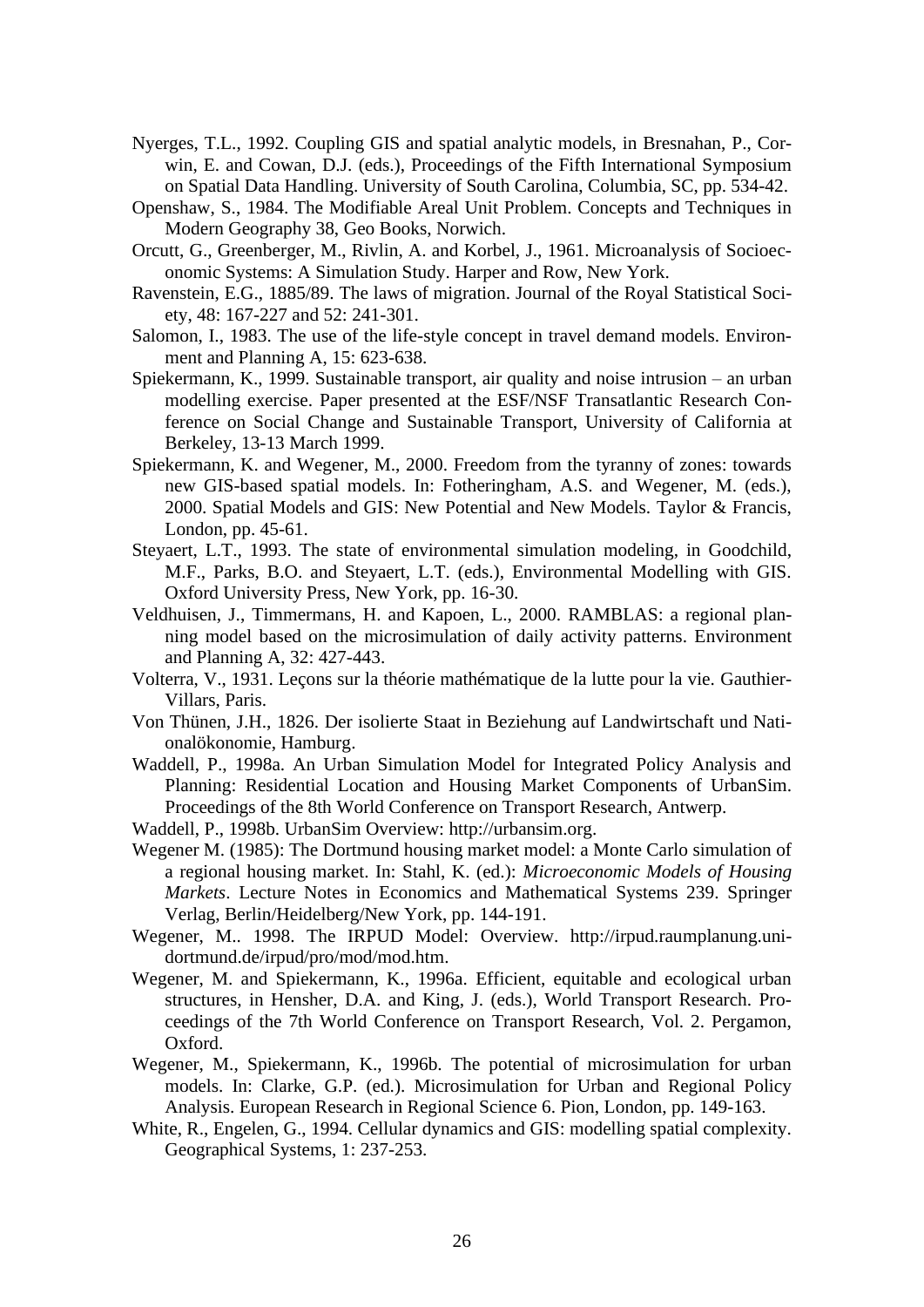Nyerges, T.L., 1992. Coupling GIS and spatial analytic models, in Bresnahan, P., Corwin, E. and Cowan, D.J. (eds.), Proceedings of the Fifth International Symposium on Spatial Data Handling. University of South Carolina, Columbia, SC, pp. 534-42.

Openshaw, S., 1984. The Modifiable Areal Unit Problem. Concepts and Techniques in Modern Geography 38, Geo Books, Norwich.

Orcutt, G., Greenberger, M., Rivlin, A. and Korbel, J., 1961. Microanalysis of Socioeconomic Systems: A Simulation Study. Harper and Row, New York.

Ravenstein, E.G., 1885/89. The laws of migration. Journal of the Royal Statistical Society, 48: 167-227 and 52: 241-301.

Salomon, I., 1983. The use of the life-style concept in travel demand models. Environment and Planning A, 15: 623-638.

Spiekermann, K., 1999. Sustainable transport, air quality and noise intrusion – an urban modelling exercise. Paper presented at the ESF/NSF Transatlantic Research Conference on Social Change and Sustainable Transport, University of California at Berkeley, 13-13 March 1999.

Spiekermann, K. and Wegener, M., 2000. Freedom from the tyranny of zones: towards new GIS-based spatial models. In: Fotheringham, A.S. and Wegener, M. (eds.), 2000. Spatial Models and GIS: New Potential and New Models. Taylor & Francis, London, pp. 45-61.

Steyaert, L.T., 1993. The state of environmental simulation modeling, in Goodchild, M.F., Parks, B.O. and Steyaert, L.T. (eds.), Environmental Modelling with GIS. Oxford University Press, New York, pp. 16-30.

Veldhuisen, J., Timmermans, H. and Kapoen, L., 2000. RAMBLAS: a regional planning model based on the microsimulation of daily activity patterns. Environment and Planning A, 32: 427-443.

Volterra, V., 1931. Leçons sur la théorie mathématique de la lutte pour la vie. Gauthier-Villars, Paris.

Von Thünen, J.H., 1826. Der isolierte Staat in Beziehung auf Landwirtschaft und Nationalökonomie, Hamburg.

Waddell, P., 1998a. An Urban Simulation Model for Integrated Policy Analysis and Planning: Residential Location and Housing Market Components of UrbanSim. Proceedings of the 8th World Conference on Transport Research, Antwerp.

Waddell, P., 1998b. UrbanSim Overview: http://urbansim.org.

Wegener M. (1985): The Dortmund housing market model: a Monte Carlo simulation of a regional housing market. In: Stahl, K. (ed.): *Microeconomic Models of Housing Markets*. Lecture Notes in Economics and Mathematical Systems 239. Springer Verlag, Berlin/Heidelberg/New York, pp. 144-191.

Wegener, M.. 1998. The IRPUD Model: Overview. http://irpud.raumplanung.uni-dortmund.de/irpud/pro/mod/mod.htm.

Wegener, M. and Spiekermann, K., 1996a. Efficient, equitable and ecological urban structures, in Hensher, D.A. and King, J. (eds.), World Transport Research. Proceedings of the 7th World Conference on Transport Research, Vol. 2. Pergamon, Oxford.

Wegener, M., Spiekermann, K., 1996b. The potential of microsimulation for urban models. In: Clarke, G.P. (ed.). Microsimulation for Urban and Regional Policy Analysis. European Research in Regional Science 6. Pion, London, pp. 149-163.

White, R., Engelen, G., 1994. Cellular dynamics and GIS: modelling spatial complexity. Geographical Systems, 1: 237-253.